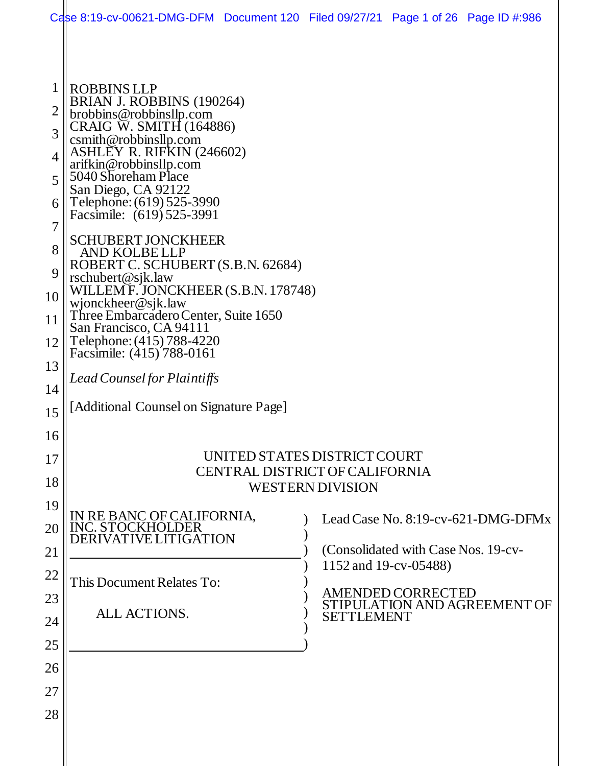ROBBINS LLP
BRIAN J. ROBBINS (190264)
brobbins@robbinsllp.com
CRAIG W. SMITH (164886)
csmith@robbinsllp.com
ASHLEY R. RIFKIN (246602)
arifkin@robbinsllp.com
5040 Shoreham Place
San Diego, CA 92122
Telephone: (619) 525-3990
Facsimile: (619) 525-3991

SCHUBERT JONCKHEER AND KOLBE LLP
ROBERT C. SCHUBERT (S.B.N. 62684)
rschubert@sjk.law
WILLEM F. JONCKHEER (S.B.N. 178748)
wjonckheer@sjk.law
Three Embarcadero Center, Suite 1650
San Francisco, CA 94111
Telephone: (415) 788-4220
Facsimile: (415) 788-0161

*Lead Counsel for Plaintiffs*

[Additional Counsel on Signature Page]

UNITED STATES DISTRICT COURT
CENTRAL DISTRICT OF CALIFORNIA
WESTERN DIVISION

| | |
|---|---|
| IN RE BANC OF CALIFORNIA, INC. STOCKHOLDER DERIVATIVE LITIGATION | Lead Case No. 8:19-cv-621-DMG-DFMx |
| | (Consolidated with Case Nos. 19-cv-1152 and 19-cv-05488) |
| This Document Relates To: | |
| ALL ACTIONS. | AMENDED CORRECTED STIPULATION AND AGREEMENT OF SETTLEMENT |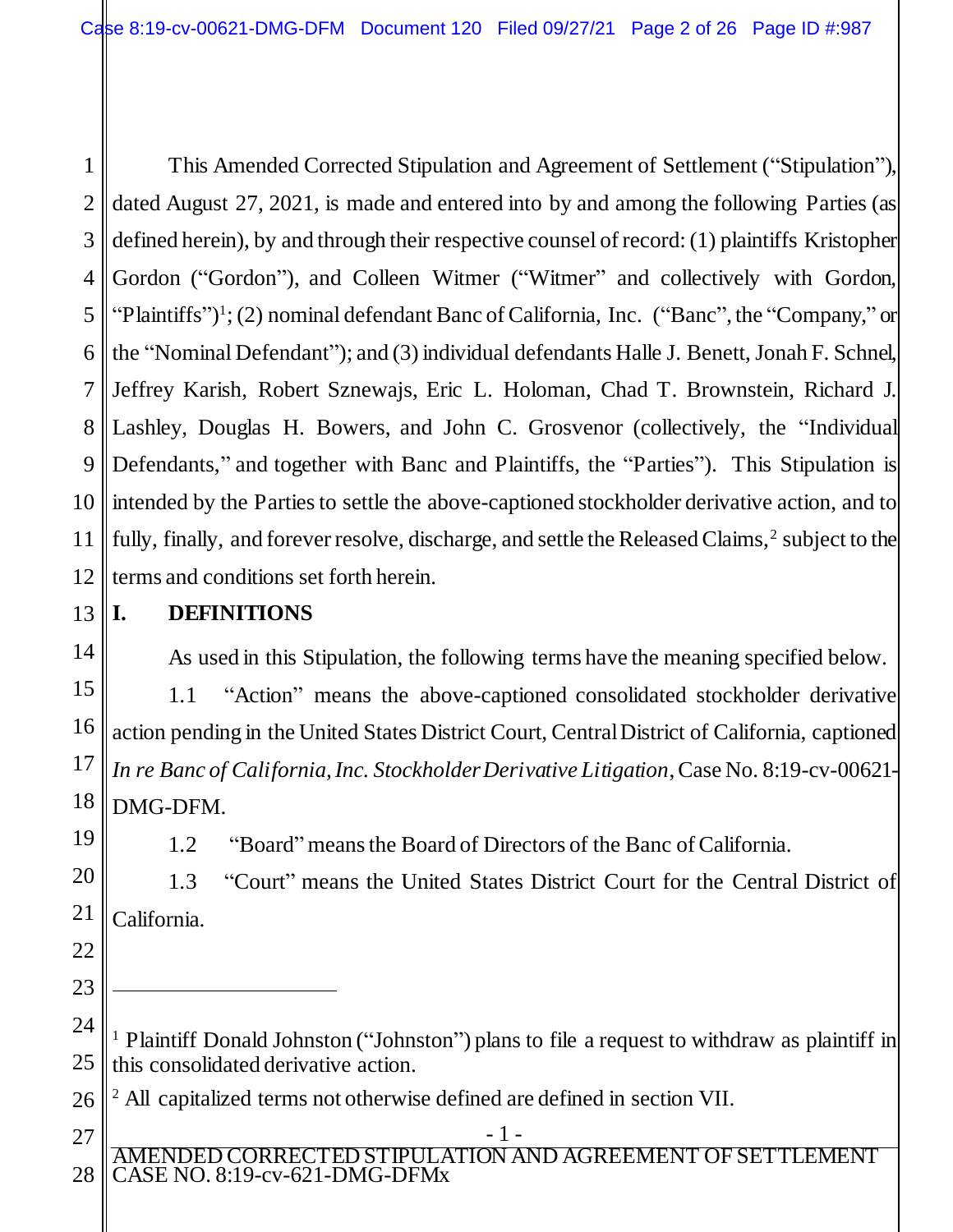This Amended Corrected Stipulation and Agreement of Settlement ("Stipulation"), dated August 27, 2021, is made and entered into by and among the following Parties (as defined herein), by and through their respective counsel of record: (1) plaintiffs Kristopher Gordon ("Gordon"), and Colleen Witmer ("Witmer" and collectively with Gordon, "Plaintiffs")[1]; (2) nominal defendant Banc of California, Inc. ("Banc", the "Company," or the "Nominal Defendant"); and (3) individual defendants Halle J. Benett, Jonah F. Schnel, Jeffrey Karish, Robert Sznewajs, Eric L. Holoman, Chad T. Brownstein, Richard J. Lashley, Douglas H. Bowers, and John C. Grosvenor (collectively, the "Individual Defendants," and together with Banc and Plaintiffs, the "Parties"). This Stipulation is intended by the Parties to settle the above-captioned stockholder derivative action, and to fully, finally, and forever resolve, discharge, and settle the Released Claims,[2] subject to the terms and conditions set forth herein.

## I. DEFINITIONS

As used in this Stipulation, the following terms have the meaning specified below.

1.1 "Action" means the above-captioned consolidated stockholder derivative action pending in the United States District Court, Central District of California, captioned *In re Banc of California, Inc. Stockholder Derivative Litigation*, Case No. 8:19-cv-00621-DMG-DFM.

1.2 "Board" means the Board of Directors of the Banc of California.

1.3 "Court" means the United States District Court for the Central District of California.

---

[1] Plaintiff Donald Johnston ("Johnston") plans to file a request to withdraw as plaintiff in this consolidated derivative action.

[2] All capitalized terms not otherwise defined are defined in section VII.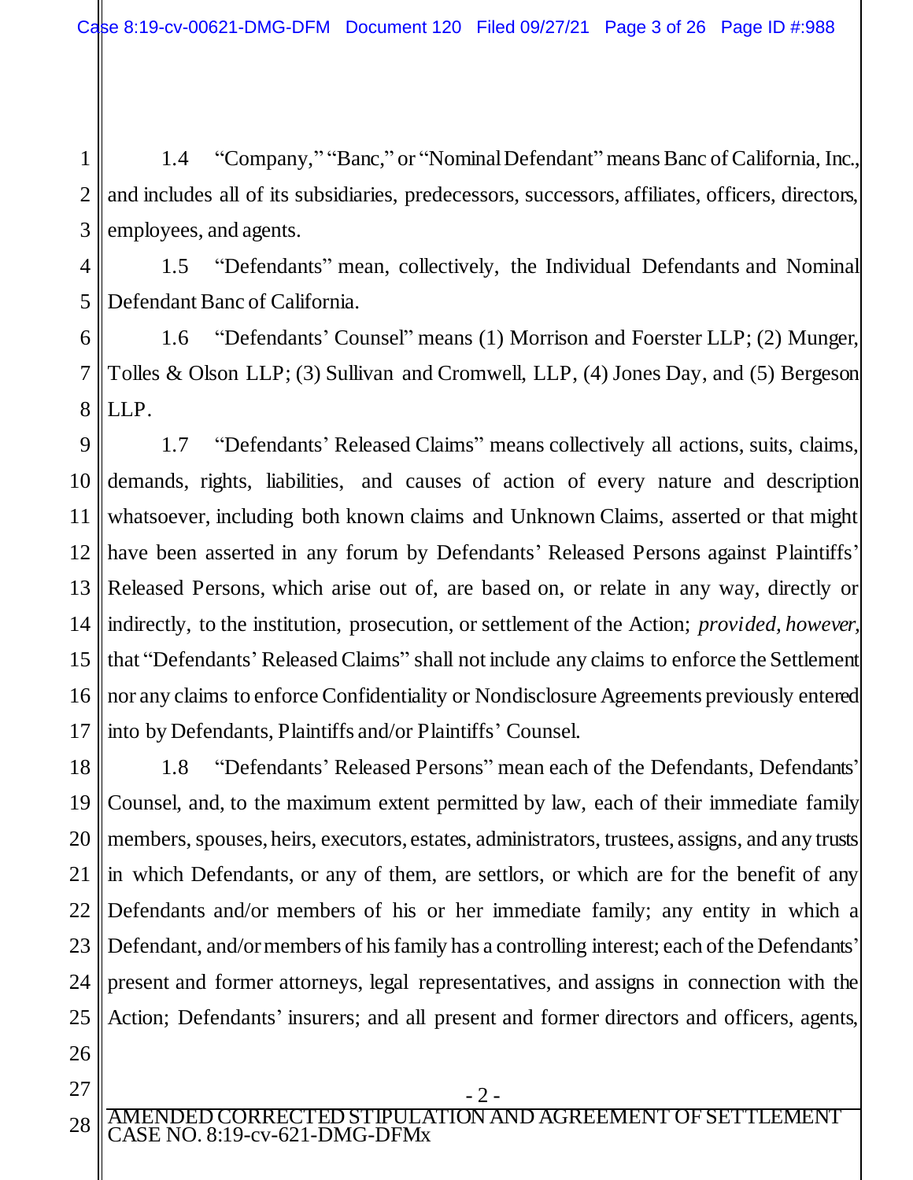1.4 "Company," "Banc," or "Nominal Defendant" means Banc of California, Inc., and includes all of its subsidiaries, predecessors, successors, affiliates, officers, directors, employees, and agents.

1.5 "Defendants" mean, collectively, the Individual Defendants and Nominal Defendant Banc of California.

1.6 "Defendants' Counsel" means (1) Morrison and Foerster LLP; (2) Munger, Tolles & Olson LLP; (3) Sullivan and Cromwell, LLP, (4) Jones Day, and (5) Bergeson LLP.

1.7 "Defendants' Released Claims" means collectively all actions, suits, claims, demands, rights, liabilities, and causes of action of every nature and description whatsoever, including both known claims and Unknown Claims, asserted or that might have been asserted in any forum by Defendants' Released Persons against Plaintiffs' Released Persons, which arise out of, are based on, or relate in any way, directly or indirectly, to the institution, prosecution, or settlement of the Action; *provided, however,* that "Defendants' Released Claims" shall not include any claims to enforce the Settlement nor any claims to enforce Confidentiality or Nondisclosure Agreements previously entered into by Defendants, Plaintiffs and/or Plaintiffs' Counsel.

1.8 "Defendants' Released Persons" mean each of the Defendants, Defendants' Counsel, and, to the maximum extent permitted by law, each of their immediate family members, spouses, heirs, executors, estates, administrators, trustees, assigns, and any trusts in which Defendants, or any of them, are settlors, or which are for the benefit of any Defendants and/or members of his or her immediate family; any entity in which a Defendant, and/or members of his family has a controlling interest; each of the Defendants' present and former attorneys, legal representatives, and assigns in connection with the Action; Defendants' insurers; and all present and former directors and officers, agents,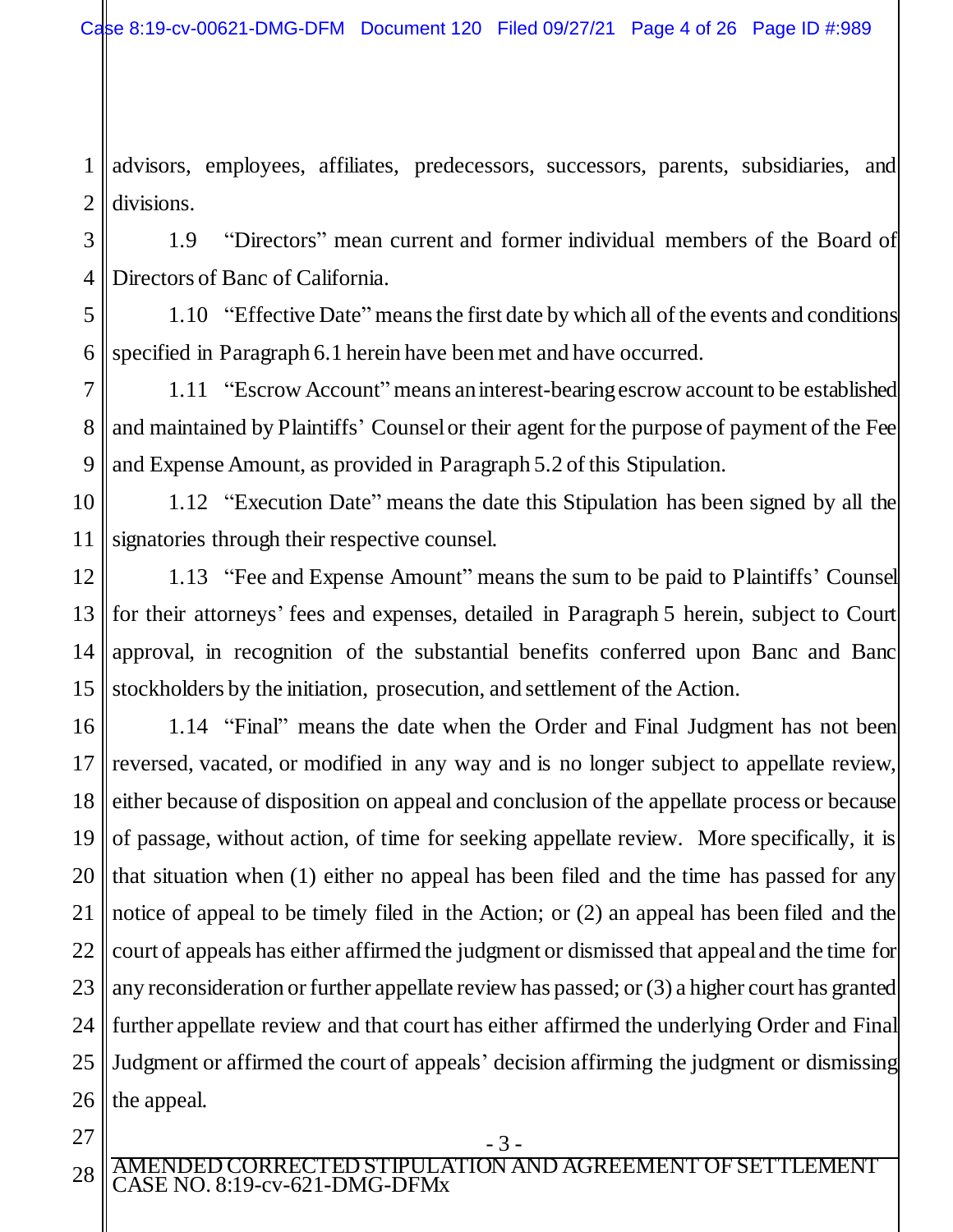advisors, employees, affiliates, predecessors, successors, parents, subsidiaries, and divisions.

1.9 "Directors" mean current and former individual members of the Board of Directors of Banc of California.

1.10 "Effective Date" means the first date by which all of the events and conditions specified in Paragraph 6.1 herein have been met and have occurred.

1.11 "Escrow Account" means an interest-bearing escrow account to be established and maintained by Plaintiffs' Counsel or their agent for the purpose of payment of the Fee and Expense Amount, as provided in Paragraph 5.2 of this Stipulation.

1.12 "Execution Date" means the date this Stipulation has been signed by all the signatories through their respective counsel.

1.13 "Fee and Expense Amount" means the sum to be paid to Plaintiffs' Counsel for their attorneys' fees and expenses, detailed in Paragraph 5 herein, subject to Court approval, in recognition of the substantial benefits conferred upon Banc and Banc stockholders by the initiation, prosecution, and settlement of the Action.

1.14 "Final" means the date when the Order and Final Judgment has not been reversed, vacated, or modified in any way and is no longer subject to appellate review, either because of disposition on appeal and conclusion of the appellate process or because of passage, without action, of time for seeking appellate review. More specifically, it is that situation when (1) either no appeal has been filed and the time has passed for any notice of appeal to be timely filed in the Action; or (2) an appeal has been filed and the court of appeals has either affirmed the judgment or dismissed that appeal and the time for any reconsideration or further appellate review has passed; or (3) a higher court has granted further appellate review and that court has either affirmed the underlying Order and Final Judgment or affirmed the court of appeals' decision affirming the judgment or dismissing the appeal.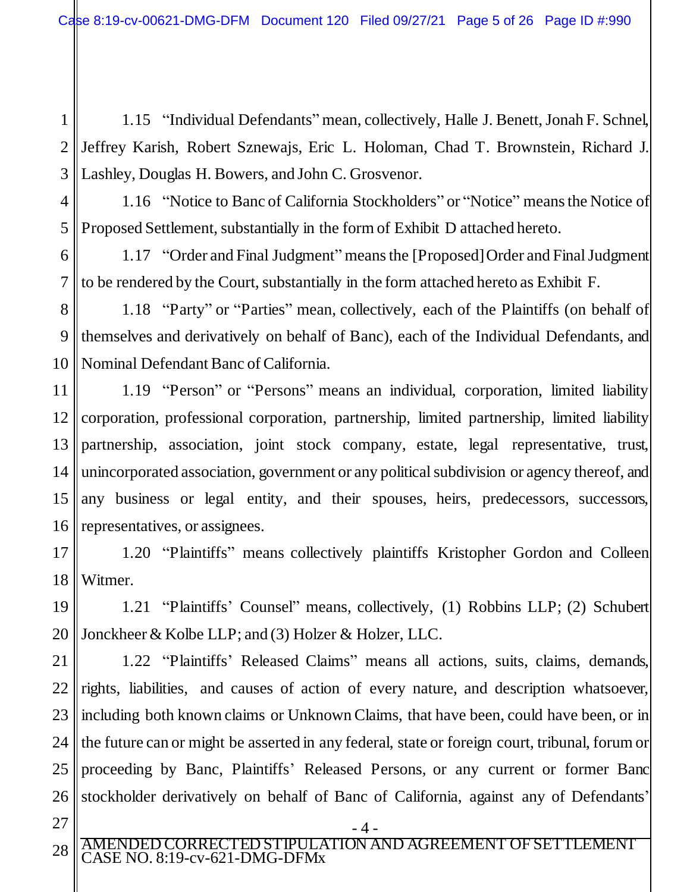1.15 "Individual Defendants" mean, collectively, Halle J. Benett, Jonah F. Schnel, Jeffrey Karish, Robert Sznewajs, Eric L. Holoman, Chad T. Brownstein, Richard J. Lashley, Douglas H. Bowers, and John C. Grosvenor.

1.16 "Notice to Banc of California Stockholders" or "Notice" means the Notice of Proposed Settlement, substantially in the form of Exhibit D attached hereto.

1.17 "Order and Final Judgment" means the [Proposed] Order and Final Judgment to be rendered by the Court, substantially in the form attached hereto as Exhibit F.

1.18 "Party" or "Parties" mean, collectively, each of the Plaintiffs (on behalf of themselves and derivatively on behalf of Banc), each of the Individual Defendants, and Nominal Defendant Banc of California.

1.19 "Person" or "Persons" means an individual, corporation, limited liability corporation, professional corporation, partnership, limited partnership, limited liability partnership, association, joint stock company, estate, legal representative, trust, unincorporated association, government or any political subdivision or agency thereof, and any business or legal entity, and their spouses, heirs, predecessors, successors, representatives, or assignees.

1.20 "Plaintiffs" means collectively plaintiffs Kristopher Gordon and Colleen Witmer.

1.21 "Plaintiffs' Counsel" means, collectively, (1) Robbins LLP; (2) Schubert Jonckheer & Kolbe LLP; and (3) Holzer & Holzer, LLC.

1.22 "Plaintiffs' Released Claims" means all actions, suits, claims, demands, rights, liabilities, and causes of action of every nature, and description whatsoever, including both known claims or Unknown Claims, that have been, could have been, or in the future can or might be asserted in any federal, state or foreign court, tribunal, forum or proceeding by Banc, Plaintiffs' Released Persons, or any current or former Banc stockholder derivatively on behalf of Banc of California, against any of Defendants'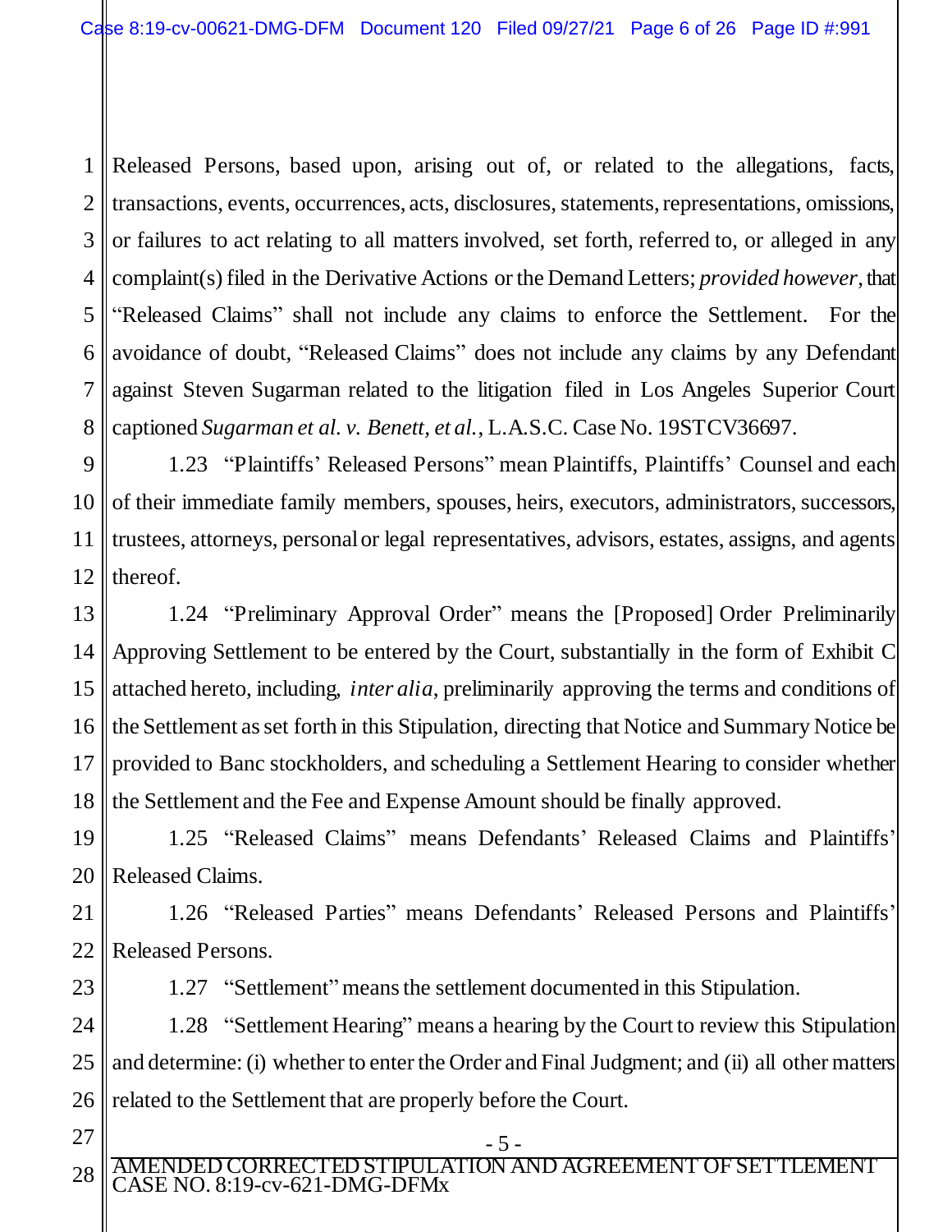Released Persons, based upon, arising out of, or related to the allegations, facts, transactions, events, occurrences, acts, disclosures, statements, representations, omissions, or failures to act relating to all matters involved, set forth, referred to, or alleged in any complaint(s) filed in the Derivative Actions or the Demand Letters; *provided however*, that "Released Claims" shall not include any claims to enforce the Settlement. For the avoidance of doubt, "Released Claims" does not include any claims by any Defendant against Steven Sugarman related to the litigation filed in Los Angeles Superior Court captioned *Sugarman et al. v. Benett, et al.*, L.A.S.C. Case No. 19STCV36697.

1.23 "Plaintiffs' Released Persons" mean Plaintiffs, Plaintiffs' Counsel and each of their immediate family members, spouses, heirs, executors, administrators, successors, trustees, attorneys, personal or legal representatives, advisors, estates, assigns, and agents thereof.

1.24 "Preliminary Approval Order" means the [Proposed] Order Preliminarily Approving Settlement to be entered by the Court, substantially in the form of Exhibit C attached hereto, including, *inter alia*, preliminarily approving the terms and conditions of the Settlement as set forth in this Stipulation, directing that Notice and Summary Notice be provided to Banc stockholders, and scheduling a Settlement Hearing to consider whether the Settlement and the Fee and Expense Amount should be finally approved.

1.25 "Released Claims" means Defendants' Released Claims and Plaintiffs' Released Claims.

1.26 "Released Parties" means Defendants' Released Persons and Plaintiffs' Released Persons.

1.27 "Settlement" means the settlement documented in this Stipulation.

1.28 "Settlement Hearing" means a hearing by the Court to review this Stipulation and determine: (i) whether to enter the Order and Final Judgment; and (ii) all other matters related to the Settlement that are properly before the Court.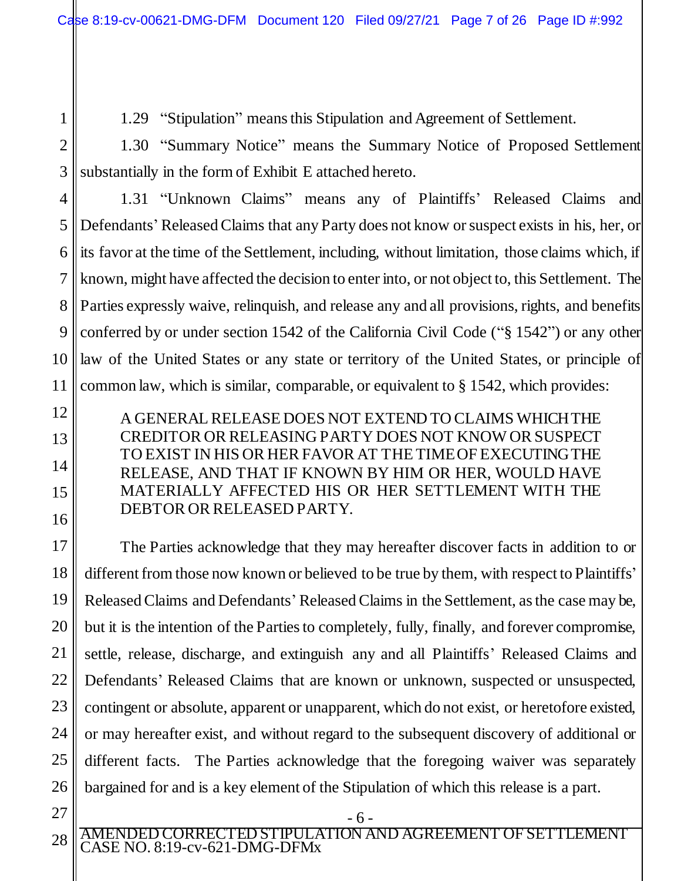1.29 "Stipulation" means this Stipulation and Agreement of Settlement.

1.30 "Summary Notice" means the Summary Notice of Proposed Settlement substantially in the form of Exhibit E attached hereto.

1.31 "Unknown Claims" means any of Plaintiffs' Released Claims and Defendants' Released Claims that any Party does not know or suspect exists in his, her, or its favor at the time of the Settlement, including, without limitation, those claims which, if known, might have affected the decision to enter into, or not object to, this Settlement. The Parties expressly waive, relinquish, and release any and all provisions, rights, and benefits conferred by or under section 1542 of the California Civil Code ("§ 1542") or any other law of the United States or any state or territory of the United States, or principle of common law, which is similar, comparable, or equivalent to § 1542, which provides:

> A GENERAL RELEASE DOES NOT EXTEND TO CLAIMS WHICH THE CREDITOR OR RELEASING PARTY DOES NOT KNOW OR SUSPECT TO EXIST IN HIS OR HER FAVOR AT THE TIME OF EXECUTING THE RELEASE, AND THAT IF KNOWN BY HIM OR HER, WOULD HAVE MATERIALLY AFFECTED HIS OR HER SETTLEMENT WITH THE DEBTOR OR RELEASED PARTY.

The Parties acknowledge that they may hereafter discover facts in addition to or different from those now known or believed to be true by them, with respect to Plaintiffs' Released Claims and Defendants' Released Claims in the Settlement, as the case may be, but it is the intention of the Parties to completely, fully, finally, and forever compromise, settle, release, discharge, and extinguish any and all Plaintiffs' Released Claims and Defendants' Released Claims that are known or unknown, suspected or unsuspected, contingent or absolute, apparent or unapparent, which do not exist, or heretofore existed, or may hereafter exist, and without regard to the subsequent discovery of additional or different facts. The Parties acknowledge that the foregoing waiver was separately bargained for and is a key element of the Stipulation of which this release is a part.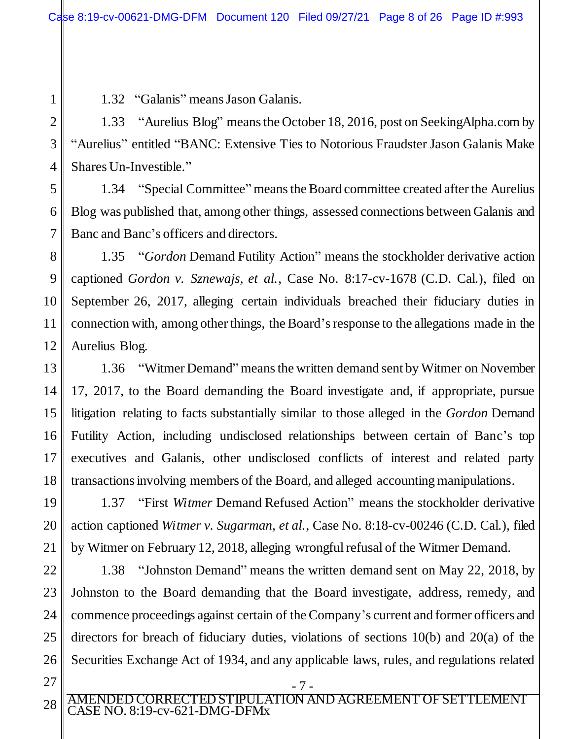1.32 "Galanis" means Jason Galanis.

1.33 "Aurelius Blog" means the October 18, 2016, post on SeekingAlpha.com by "Aurelius" entitled "BANC: Extensive Ties to Notorious Fraudster Jason Galanis Make Shares Un-Investible."

1.34 "Special Committee" means the Board committee created after the Aurelius Blog was published that, among other things, assessed connections between Galanis and Banc and Banc's officers and directors.

1.35 "*Gordon* Demand Futility Action" means the stockholder derivative action captioned *Gordon v. Sznewajs, et al.*, Case No. 8:17-cv-1678 (C.D. Cal.), filed on September 26, 2017, alleging certain individuals breached their fiduciary duties in connection with, among other things, the Board's response to the allegations made in the Aurelius Blog.

1.36 "Witmer Demand" means the written demand sent by Witmer on November 17, 2017, to the Board demanding the Board investigate and, if appropriate, pursue litigation relating to facts substantially similar to those alleged in the *Gordon* Demand Futility Action, including undisclosed relationships between certain of Banc's top executives and Galanis, other undisclosed conflicts of interest and related party transactions involving members of the Board, and alleged accounting manipulations.

1.37 "First *Witmer* Demand Refused Action" means the stockholder derivative action captioned *Witmer v. Sugarman, et al.*, Case No. 8:18-cv-00246 (C.D. Cal.), filed by Witmer on February 12, 2018, alleging wrongful refusal of the Witmer Demand.

1.38 "Johnston Demand" means the written demand sent on May 22, 2018, by Johnston to the Board demanding that the Board investigate, address, remedy, and commence proceedings against certain of the Company's current and former officers and directors for breach of fiduciary duties, violations of sections 10(b) and 20(a) of the Securities Exchange Act of 1934, and any applicable laws, rules, and regulations related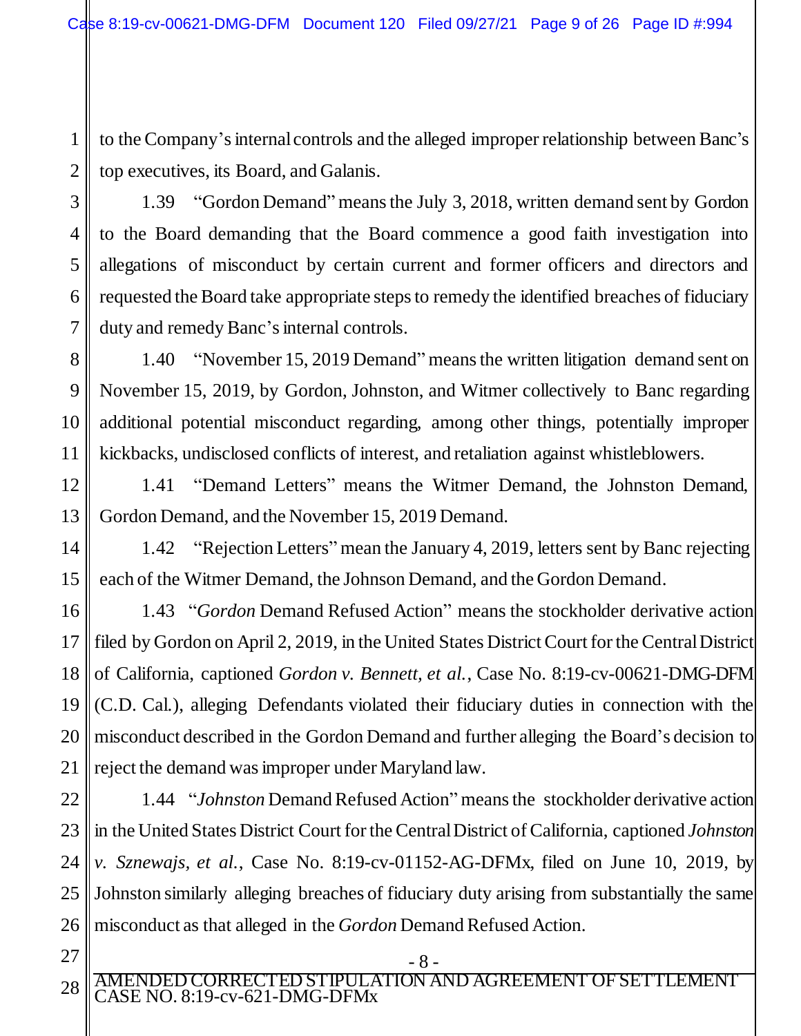to the Company's internal controls and the alleged improper relationship between Banc's top executives, its Board, and Galanis.

1.39 "Gordon Demand" means the July 3, 2018, written demand sent by Gordon to the Board demanding that the Board commence a good faith investigation into allegations of misconduct by certain current and former officers and directors and requested the Board take appropriate steps to remedy the identified breaches of fiduciary duty and remedy Banc's internal controls.

1.40 "November 15, 2019 Demand" means the written litigation demand sent on November 15, 2019, by Gordon, Johnston, and Witmer collectively to Banc regarding additional potential misconduct regarding, among other things, potentially improper kickbacks, undisclosed conflicts of interest, and retaliation against whistleblowers.

1.41 "Demand Letters" means the Witmer Demand, the Johnston Demand, Gordon Demand, and the November 15, 2019 Demand.

1.42 "Rejection Letters" mean the January 4, 2019, letters sent by Banc rejecting each of the Witmer Demand, the Johnson Demand, and the Gordon Demand.

1.43 "*Gordon* Demand Refused Action" means the stockholder derivative action filed by Gordon on April 2, 2019, in the United States District Court for the Central District of California, captioned *Gordon v. Bennett, et al.*, Case No. 8:19-cv-00621-DMG-DFM (C.D. Cal.), alleging Defendants violated their fiduciary duties in connection with the misconduct described in the Gordon Demand and further alleging the Board's decision to reject the demand was improper under Maryland law.

1.44 "*Johnston* Demand Refused Action" means the stockholder derivative action in the United States District Court for the Central District of California, captioned *Johnston v. Sznewajs, et al.*, Case No. 8:19-cv-01152-AG-DFMx, filed on June 10, 2019, by Johnston similarly alleging breaches of fiduciary duty arising from substantially the same misconduct as that alleged in the *Gordon* Demand Refused Action.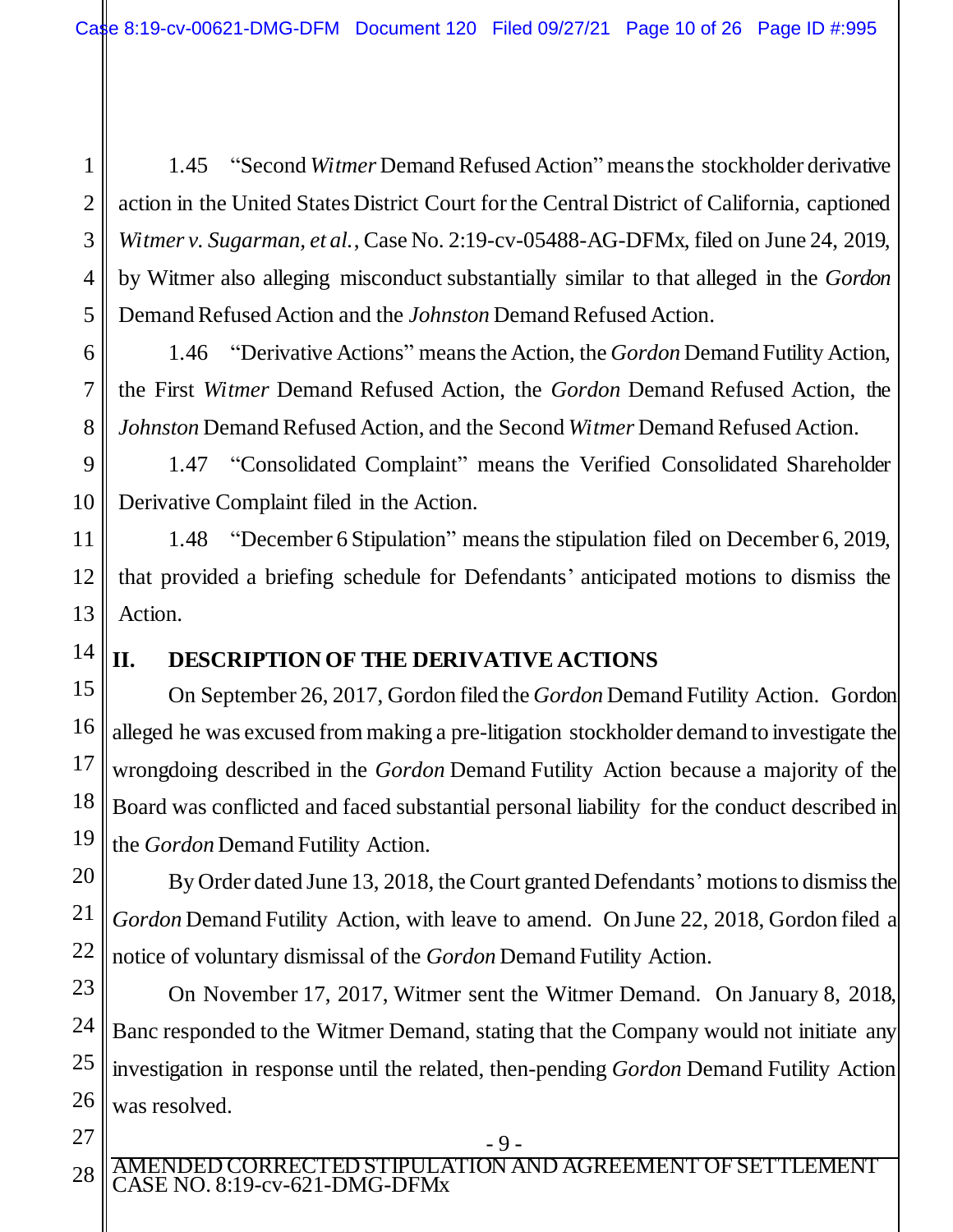1.45 "Second *Witmer* Demand Refused Action" means the stockholder derivative action in the United States District Court for the Central District of California, captioned *Witmer v. Sugarman, et al.*, Case No. 2:19-cv-05488-AG-DFMx, filed on June 24, 2019, by Witmer also alleging misconduct substantially similar to that alleged in the *Gordon* Demand Refused Action and the *Johnston* Demand Refused Action.

1.46 "Derivative Actions" means the Action, the *Gordon* Demand Futility Action, the First *Witmer* Demand Refused Action, the *Gordon* Demand Refused Action, the *Johnston* Demand Refused Action, and the Second *Witmer* Demand Refused Action.

1.47 "Consolidated Complaint" means the Verified Consolidated Shareholder Derivative Complaint filed in the Action.

1.48 "December 6 Stipulation" means the stipulation filed on December 6, 2019, that provided a briefing schedule for Defendants' anticipated motions to dismiss the Action.

## II. DESCRIPTION OF THE DERIVATIVE ACTIONS

On September 26, 2017, Gordon filed the *Gordon* Demand Futility Action. Gordon alleged he was excused from making a pre-litigation stockholder demand to investigate the wrongdoing described in the *Gordon* Demand Futility Action because a majority of the Board was conflicted and faced substantial personal liability for the conduct described in the *Gordon* Demand Futility Action.

By Order dated June 13, 2018, the Court granted Defendants' motions to dismiss the *Gordon* Demand Futility Action, with leave to amend. On June 22, 2018, Gordon filed a notice of voluntary dismissal of the *Gordon* Demand Futility Action.

On November 17, 2017, Witmer sent the Witmer Demand. On January 8, 2018, Banc responded to the Witmer Demand, stating that the Company would not initiate any investigation in response until the related, then-pending *Gordon* Demand Futility Action was resolved.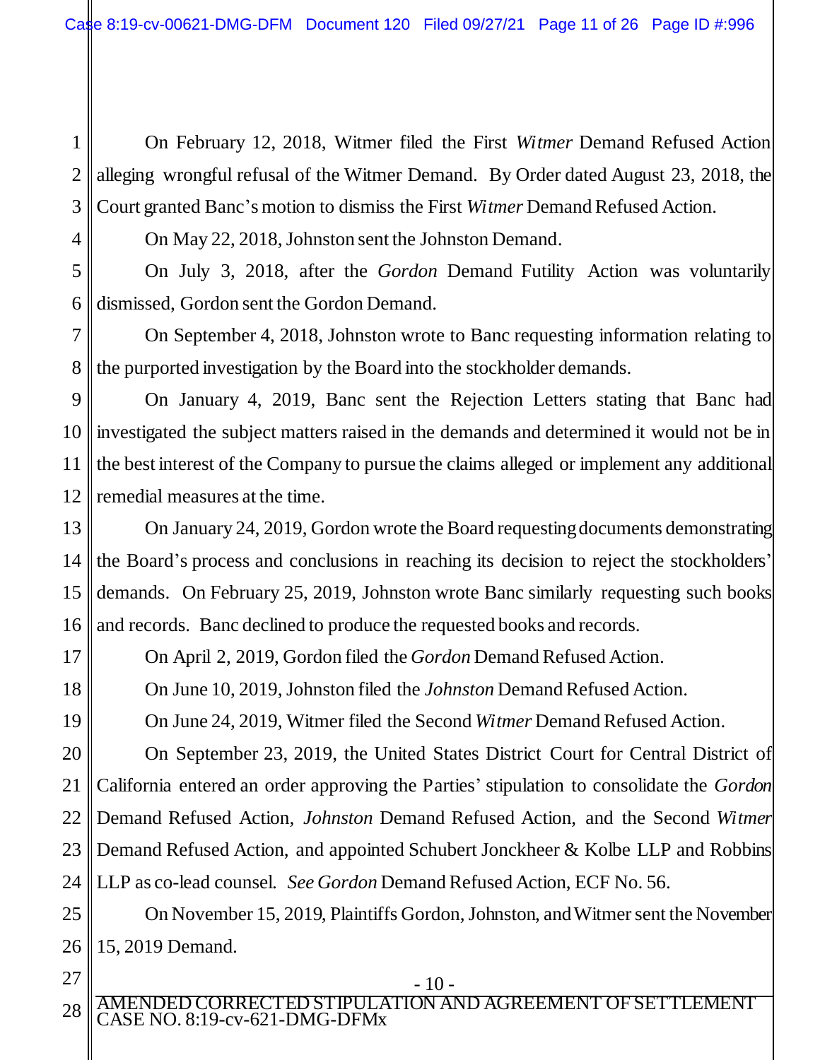On February 12, 2018, Witmer filed the First *Witmer* Demand Refused Action alleging wrongful refusal of the Witmer Demand. By Order dated August 23, 2018, the Court granted Banc's motion to dismiss the First *Witmer* Demand Refused Action.

On May 22, 2018, Johnston sent the Johnston Demand.

On July 3, 2018, after the *Gordon* Demand Futility Action was voluntarily dismissed, Gordon sent the Gordon Demand.

On September 4, 2018, Johnston wrote to Banc requesting information relating to the purported investigation by the Board into the stockholder demands.

On January 4, 2019, Banc sent the Rejection Letters stating that Banc had investigated the subject matters raised in the demands and determined it would not be in the best interest of the Company to pursue the claims alleged or implement any additional remedial measures at the time.

On January 24, 2019, Gordon wrote the Board requesting documents demonstrating the Board's process and conclusions in reaching its decision to reject the stockholders' demands. On February 25, 2019, Johnston wrote Banc similarly requesting such books and records. Banc declined to produce the requested books and records.

On April 2, 2019, Gordon filed the *Gordon* Demand Refused Action.

On June 10, 2019, Johnston filed the *Johnston* Demand Refused Action.

On June 24, 2019, Witmer filed the Second *Witmer* Demand Refused Action.

On September 23, 2019, the United States District Court for Central District of California entered an order approving the Parties' stipulation to consolidate the *Gordon* Demand Refused Action, *Johnston* Demand Refused Action, and the Second *Witmer* Demand Refused Action, and appointed Schubert Jonckheer & Kolbe LLP and Robbins LLP as co-lead counsel. *See Gordon* Demand Refused Action, ECF No. 56.

On November 15, 2019, Plaintiffs Gordon, Johnston, and Witmer sent the November 15, 2019 Demand.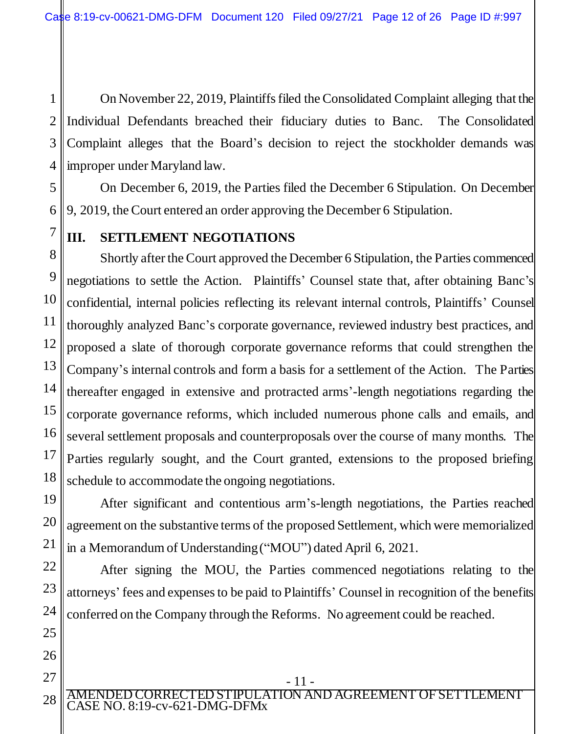On November 22, 2019, Plaintiffs filed the Consolidated Complaint alleging that the Individual Defendants breached their fiduciary duties to Banc. The Consolidated Complaint alleges that the Board's decision to reject the stockholder demands was improper under Maryland law.

On December 6, 2019, the Parties filed the December 6 Stipulation. On December 9, 2019, the Court entered an order approving the December 6 Stipulation.

## III. SETTLEMENT NEGOTIATIONS

Shortly after the Court approved the December 6 Stipulation, the Parties commenced negotiations to settle the Action. Plaintiffs' Counsel state that, after obtaining Banc's confidential, internal policies reflecting its relevant internal controls, Plaintiffs' Counsel thoroughly analyzed Banc's corporate governance, reviewed industry best practices, and proposed a slate of thorough corporate governance reforms that could strengthen the Company's internal controls and form a basis for a settlement of the Action. The Parties thereafter engaged in extensive and protracted arms'-length negotiations regarding the corporate governance reforms, which included numerous phone calls and emails, and several settlement proposals and counterproposals over the course of many months. The Parties regularly sought, and the Court granted, extensions to the proposed briefing schedule to accommodate the ongoing negotiations.

After significant and contentious arm's-length negotiations, the Parties reached agreement on the substantive terms of the proposed Settlement, which were memorialized in a Memorandum of Understanding ("MOU") dated April 6, 2021.

After signing the MOU, the Parties commenced negotiations relating to the attorneys' fees and expenses to be paid to Plaintiffs' Counsel in recognition of the benefits conferred on the Company through the Reforms. No agreement could be reached.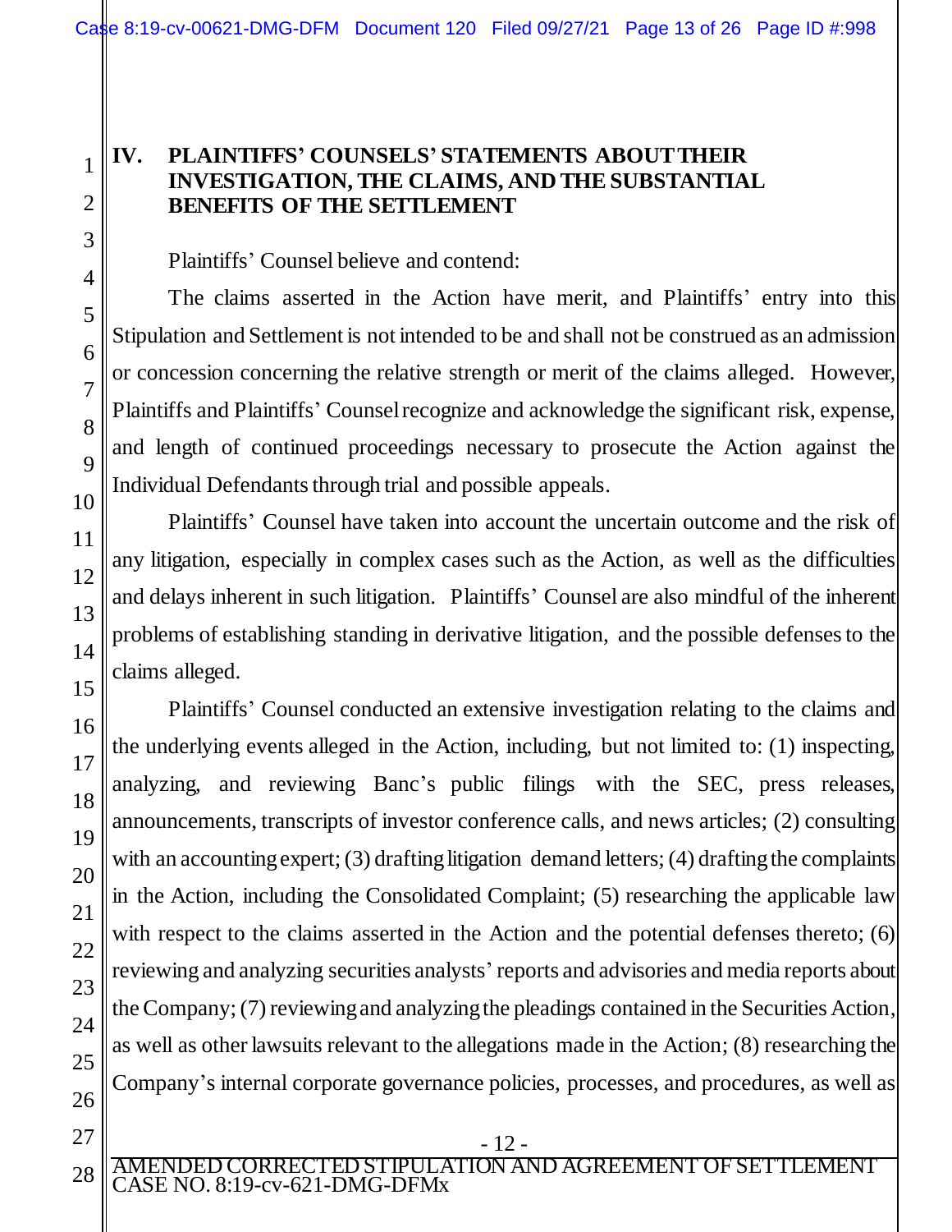## IV. PLAINTIFFS' COUNSELS' STATEMENTS ABOUT THEIR INVESTIGATION, THE CLAIMS, AND THE SUBSTANTIAL BENEFITS OF THE SETTLEMENT

Plaintiffs' Counsel believe and contend:

The claims asserted in the Action have merit, and Plaintiffs' entry into this Stipulation and Settlement is not intended to be and shall not be construed as an admission or concession concerning the relative strength or merit of the claims alleged. However, Plaintiffs and Plaintiffs' Counsel recognize and acknowledge the significant risk, expense, and length of continued proceedings necessary to prosecute the Action against the Individual Defendants through trial and possible appeals.

Plaintiffs' Counsel have taken into account the uncertain outcome and the risk of any litigation, especially in complex cases such as the Action, as well as the difficulties and delays inherent in such litigation. Plaintiffs' Counsel are also mindful of the inherent problems of establishing standing in derivative litigation, and the possible defenses to the claims alleged.

Plaintiffs' Counsel conducted an extensive investigation relating to the claims and the underlying events alleged in the Action, including, but not limited to: (1) inspecting, analyzing, and reviewing Banc's public filings with the SEC, press releases, announcements, transcripts of investor conference calls, and news articles; (2) consulting with an accounting expert; (3) drafting litigation demand letters; (4) drafting the complaints in the Action, including the Consolidated Complaint; (5) researching the applicable law with respect to the claims asserted in the Action and the potential defenses thereto; (6) reviewing and analyzing securities analysts' reports and advisories and media reports about the Company; (7) reviewing and analyzing the pleadings contained in the Securities Action, as well as other lawsuits relevant to the allegations made in the Action; (8) researching the Company's internal corporate governance policies, processes, and procedures, as well as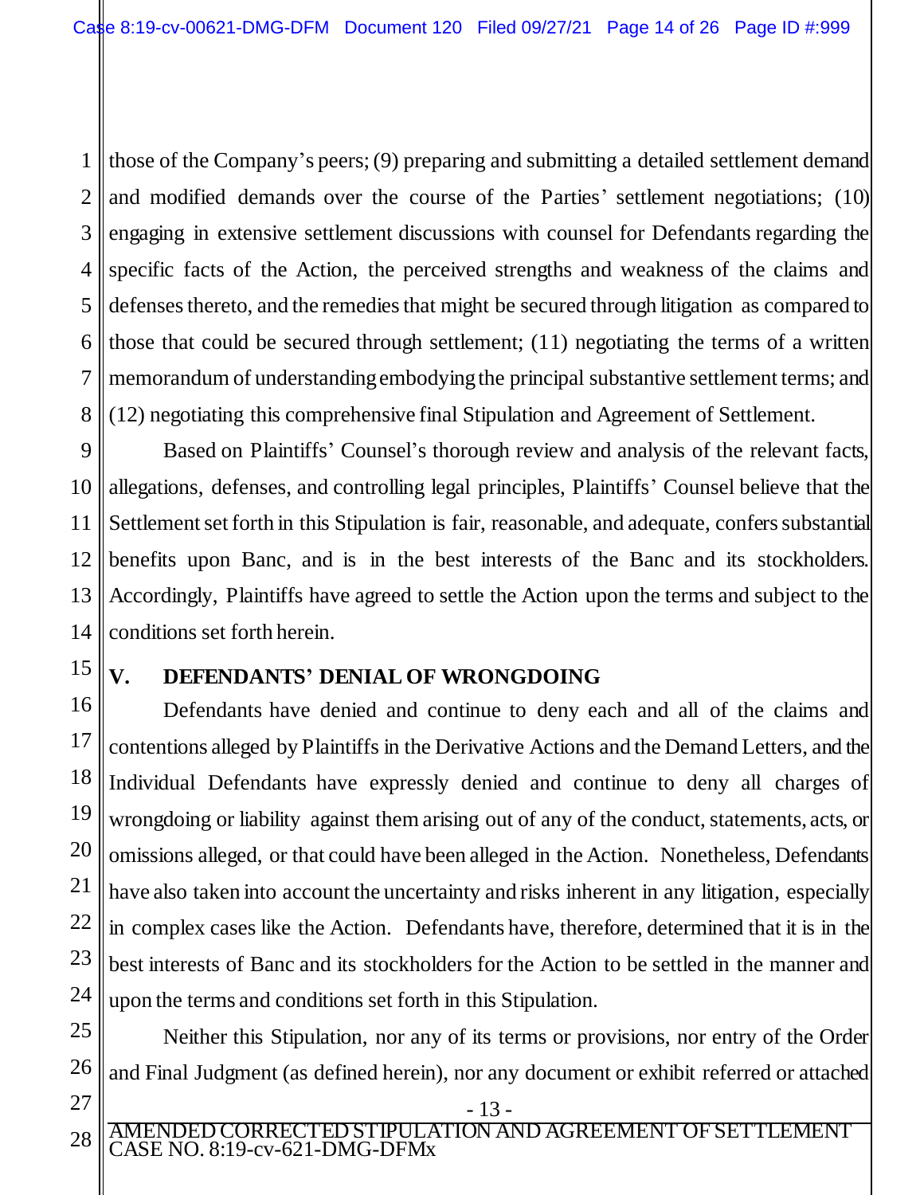those of the Company's peers; (9) preparing and submitting a detailed settlement demand and modified demands over the course of the Parties' settlement negotiations; (10) engaging in extensive settlement discussions with counsel for Defendants regarding the specific facts of the Action, the perceived strengths and weakness of the claims and defenses thereto, and the remedies that might be secured through litigation as compared to those that could be secured through settlement; (11) negotiating the terms of a written memorandum of understanding embodying the principal substantive settlement terms; and (12) negotiating this comprehensive final Stipulation and Agreement of Settlement.

Based on Plaintiffs' Counsel's thorough review and analysis of the relevant facts, allegations, defenses, and controlling legal principles, Plaintiffs' Counsel believe that the Settlement set forth in this Stipulation is fair, reasonable, and adequate, confers substantial benefits upon Banc, and is in the best interests of the Banc and its stockholders. Accordingly, Plaintiffs have agreed to settle the Action upon the terms and subject to the conditions set forth herein.

## V. DEFENDANTS' DENIAL OF WRONGDOING

Defendants have denied and continue to deny each and all of the claims and contentions alleged by Plaintiffs in the Derivative Actions and the Demand Letters, and the Individual Defendants have expressly denied and continue to deny all charges of wrongdoing or liability against them arising out of any of the conduct, statements, acts, or omissions alleged, or that could have been alleged in the Action. Nonetheless, Defendants have also taken into account the uncertainty and risks inherent in any litigation, especially in complex cases like the Action. Defendants have, therefore, determined that it is in the best interests of Banc and its stockholders for the Action to be settled in the manner and upon the terms and conditions set forth in this Stipulation.

Neither this Stipulation, nor any of its terms or provisions, nor entry of the Order and Final Judgment (as defined herein), nor any document or exhibit referred or attached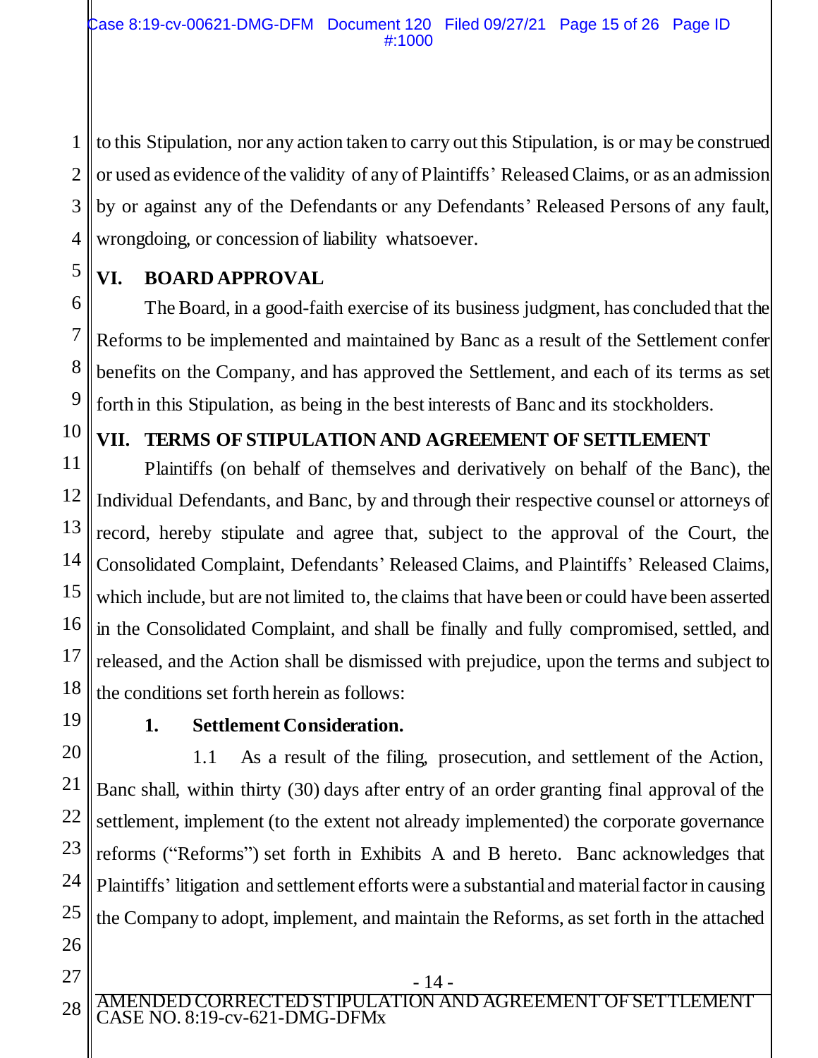to this Stipulation, nor any action taken to carry out this Stipulation, is or may be construed or used as evidence of the validity of any of Plaintiffs' Released Claims, or as an admission by or against any of the Defendants or any Defendants' Released Persons of any fault, wrongdoing, or concession of liability whatsoever.

## VI. BOARD APPROVAL

The Board, in a good-faith exercise of its business judgment, has concluded that the Reforms to be implemented and maintained by Banc as a result of the Settlement confer benefits on the Company, and has approved the Settlement, and each of its terms as set forth in this Stipulation, as being in the best interests of Banc and its stockholders.

## VII. TERMS OF STIPULATION AND AGREEMENT OF SETTLEMENT

Plaintiffs (on behalf of themselves and derivatively on behalf of the Banc), the Individual Defendants, and Banc, by and through their respective counsel or attorneys of record, hereby stipulate and agree that, subject to the approval of the Court, the Consolidated Complaint, Defendants' Released Claims, and Plaintiffs' Released Claims, which include, but are not limited to, the claims that have been or could have been asserted in the Consolidated Complaint, and shall be finally and fully compromised, settled, and released, and the Action shall be dismissed with prejudice, upon the terms and subject to the conditions set forth herein as follows:

### 1. Settlement Consideration.

1.1 As a result of the filing, prosecution, and settlement of the Action, Banc shall, within thirty (30) days after entry of an order granting final approval of the settlement, implement (to the extent not already implemented) the corporate governance reforms ("Reforms") set forth in Exhibits A and B hereto. Banc acknowledges that Plaintiffs' litigation and settlement efforts were a substantial and material factor in causing the Company to adopt, implement, and maintain the Reforms, as set forth in the attached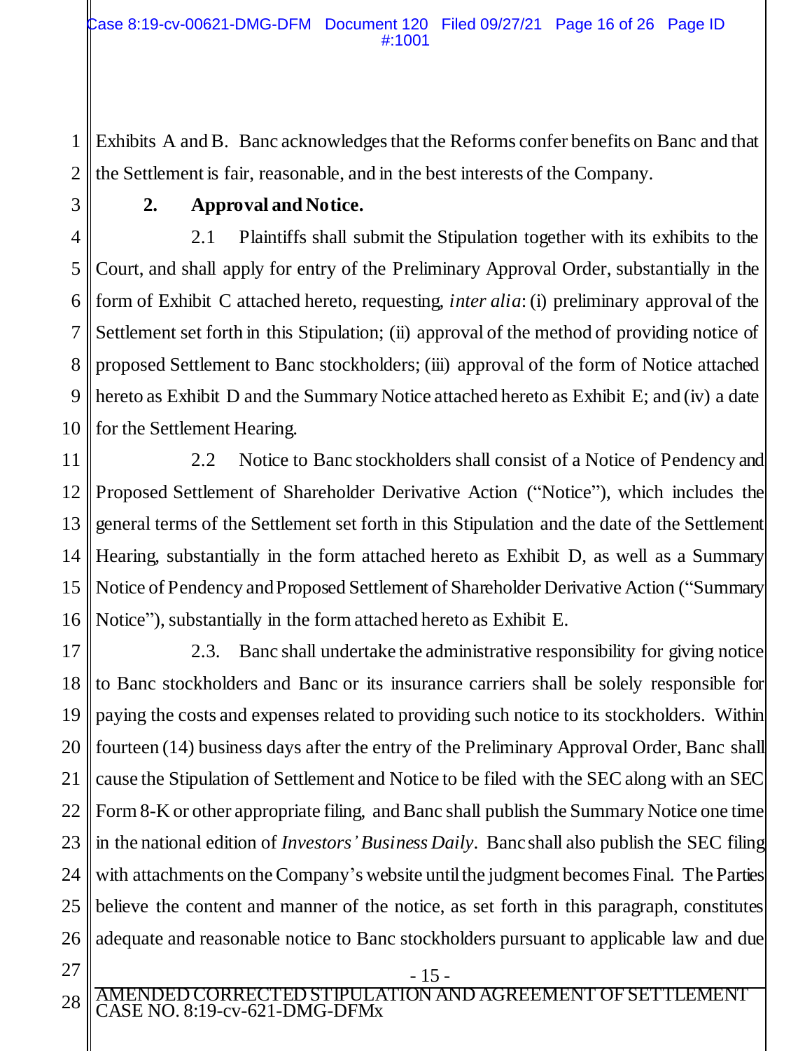Exhibits A and B. Banc acknowledges that the Reforms confer benefits on Banc and that the Settlement is fair, reasonable, and in the best interests of the Company.

**2. Approval and Notice.**

2.1 Plaintiffs shall submit the Stipulation together with its exhibits to the Court, and shall apply for entry of the Preliminary Approval Order, substantially in the form of Exhibit C attached hereto, requesting, *inter alia*: (i) preliminary approval of the Settlement set forth in this Stipulation; (ii) approval of the method of providing notice of proposed Settlement to Banc stockholders; (iii) approval of the form of Notice attached hereto as Exhibit D and the Summary Notice attached hereto as Exhibit E; and (iv) a date for the Settlement Hearing.

2.2 Notice to Banc stockholders shall consist of a Notice of Pendency and Proposed Settlement of Shareholder Derivative Action ("Notice"), which includes the general terms of the Settlement set forth in this Stipulation and the date of the Settlement Hearing, substantially in the form attached hereto as Exhibit D, as well as a Summary Notice of Pendency and Proposed Settlement of Shareholder Derivative Action ("Summary Notice"), substantially in the form attached hereto as Exhibit E.

2.3. Banc shall undertake the administrative responsibility for giving notice to Banc stockholders and Banc or its insurance carriers shall be solely responsible for paying the costs and expenses related to providing such notice to its stockholders. Within fourteen (14) business days after the entry of the Preliminary Approval Order, Banc shall cause the Stipulation of Settlement and Notice to be filed with the SEC along with an SEC Form 8-K or other appropriate filing, and Banc shall publish the Summary Notice one time in the national edition of *Investors' Business Daily*. Banc shall also publish the SEC filing with attachments on the Company's website until the judgment becomes Final. The Parties believe the content and manner of the notice, as set forth in this paragraph, constitutes adequate and reasonable notice to Banc stockholders pursuant to applicable law and due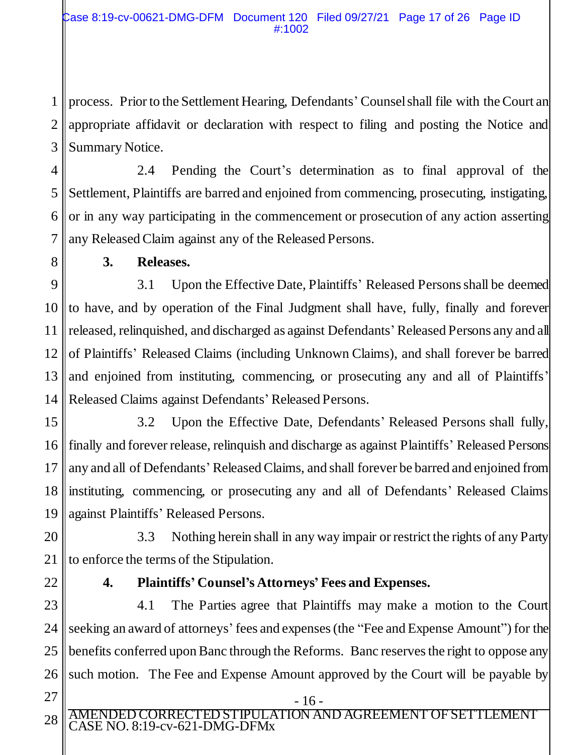process. Prior to the Settlement Hearing, Defendants' Counsel shall file with the Court an appropriate affidavit or declaration with respect to filing and posting the Notice and Summary Notice.

2.4 Pending the Court's determination as to final approval of the Settlement, Plaintiffs are barred and enjoined from commencing, prosecuting, instigating, or in any way participating in the commencement or prosecution of any action asserting any Released Claim against any of the Released Persons.

**3. Releases.**

3.1 Upon the Effective Date, Plaintiffs' Released Persons shall be deemed to have, and by operation of the Final Judgment shall have, fully, finally and forever released, relinquished, and discharged as against Defendants' Released Persons any and all of Plaintiffs' Released Claims (including Unknown Claims), and shall forever be barred and enjoined from instituting, commencing, or prosecuting any and all of Plaintiffs' Released Claims against Defendants' Released Persons.

3.2 Upon the Effective Date, Defendants' Released Persons shall fully, finally and forever release, relinquish and discharge as against Plaintiffs' Released Persons any and all of Defendants' Released Claims, and shall forever be barred and enjoined from instituting, commencing, or prosecuting any and all of Defendants' Released Claims against Plaintiffs' Released Persons.

3.3 Nothing herein shall in any way impair or restrict the rights of any Party to enforce the terms of the Stipulation.

**4. Plaintiffs' Counsel's Attorneys' Fees and Expenses.**

4.1 The Parties agree that Plaintiffs may make a motion to the Court seeking an award of attorneys' fees and expenses (the "Fee and Expense Amount") for the benefits conferred upon Banc through the Reforms. Banc reserves the right to oppose any such motion. The Fee and Expense Amount approved by the Court will be payable by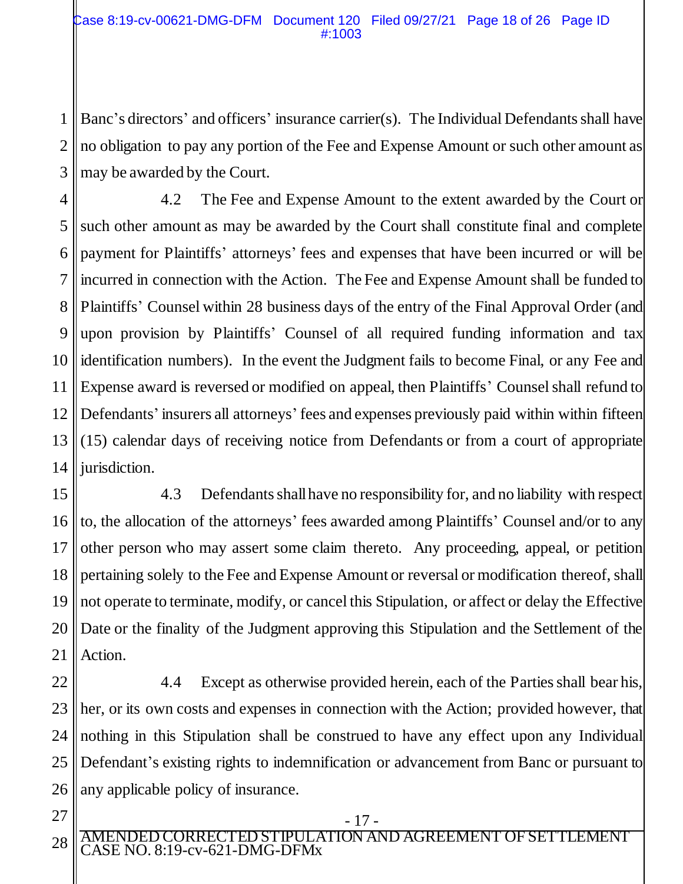Banc's directors' and officers' insurance carrier(s). The Individual Defendants shall have no obligation to pay any portion of the Fee and Expense Amount or such other amount as may be awarded by the Court.

4.2 The Fee and Expense Amount to the extent awarded by the Court or such other amount as may be awarded by the Court shall constitute final and complete payment for Plaintiffs' attorneys' fees and expenses that have been incurred or will be incurred in connection with the Action. The Fee and Expense Amount shall be funded to Plaintiffs' Counsel within 28 business days of the entry of the Final Approval Order (and upon provision by Plaintiffs' Counsel of all required funding information and tax identification numbers). In the event the Judgment fails to become Final, or any Fee and Expense award is reversed or modified on appeal, then Plaintiffs' Counsel shall refund to Defendants' insurers all attorneys' fees and expenses previously paid within within fifteen (15) calendar days of receiving notice from Defendants or from a court of appropriate jurisdiction.

4.3 Defendants shall have no responsibility for, and no liability with respect to, the allocation of the attorneys' fees awarded among Plaintiffs' Counsel and/or to any other person who may assert some claim thereto. Any proceeding, appeal, or petition pertaining solely to the Fee and Expense Amount or reversal or modification thereof, shall not operate to terminate, modify, or cancel this Stipulation, or affect or delay the Effective Date or the finality of the Judgment approving this Stipulation and the Settlement of the Action.

4.4 Except as otherwise provided herein, each of the Parties shall bear his, her, or its own costs and expenses in connection with the Action; provided however, that nothing in this Stipulation shall be construed to have any effect upon any Individual Defendant's existing rights to indemnification or advancement from Banc or pursuant to any applicable policy of insurance.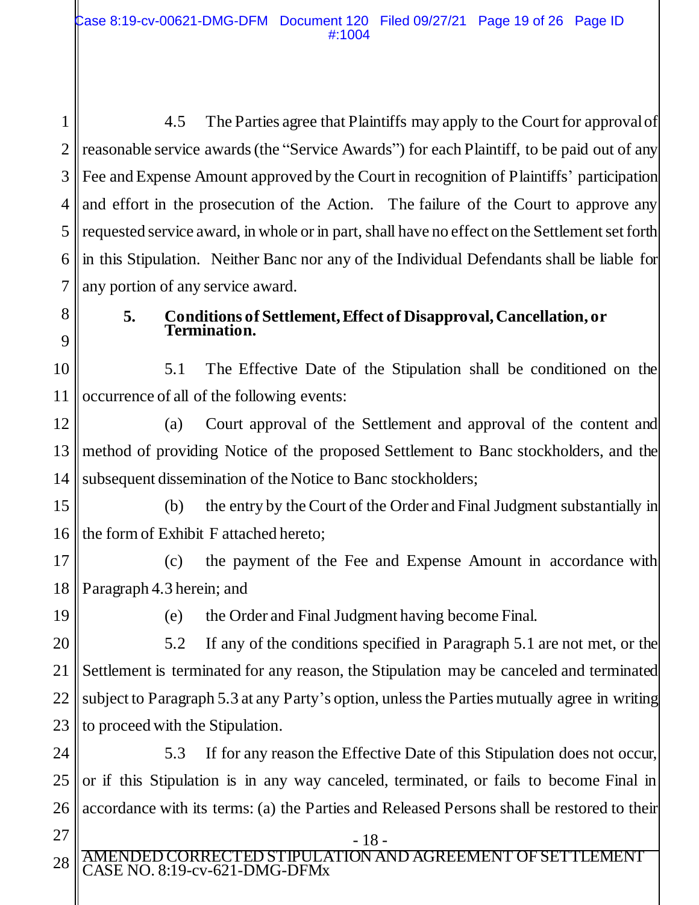4.5 The Parties agree that Plaintiffs may apply to the Court for approval of reasonable service awards (the "Service Awards") for each Plaintiff, to be paid out of any Fee and Expense Amount approved by the Court in recognition of Plaintiffs' participation and effort in the prosecution of the Action. The failure of the Court to approve any requested service award, in whole or in part, shall have no effect on the Settlement set forth in this Stipulation. Neither Banc nor any of the Individual Defendants shall be liable for any portion of any service award.

## 5. Conditions of Settlement, Effect of Disapproval, Cancellation, or Termination.

5.1 The Effective Date of the Stipulation shall be conditioned on the occurrence of all of the following events:

(a) Court approval of the Settlement and approval of the content and method of providing Notice of the proposed Settlement to Banc stockholders, and the subsequent dissemination of the Notice to Banc stockholders;

(b) the entry by the Court of the Order and Final Judgment substantially in the form of Exhibit F attached hereto;

(c) the payment of the Fee and Expense Amount in accordance with Paragraph 4.3 herein; and

(e) the Order and Final Judgment having become Final.

5.2 If any of the conditions specified in Paragraph 5.1 are not met, or the Settlement is terminated for any reason, the Stipulation may be canceled and terminated subject to Paragraph 5.3 at any Party's option, unless the Parties mutually agree in writing to proceed with the Stipulation.

5.3 If for any reason the Effective Date of this Stipulation does not occur, or if this Stipulation is in any way canceled, terminated, or fails to become Final in accordance with its terms: (a) the Parties and Released Persons shall be restored to their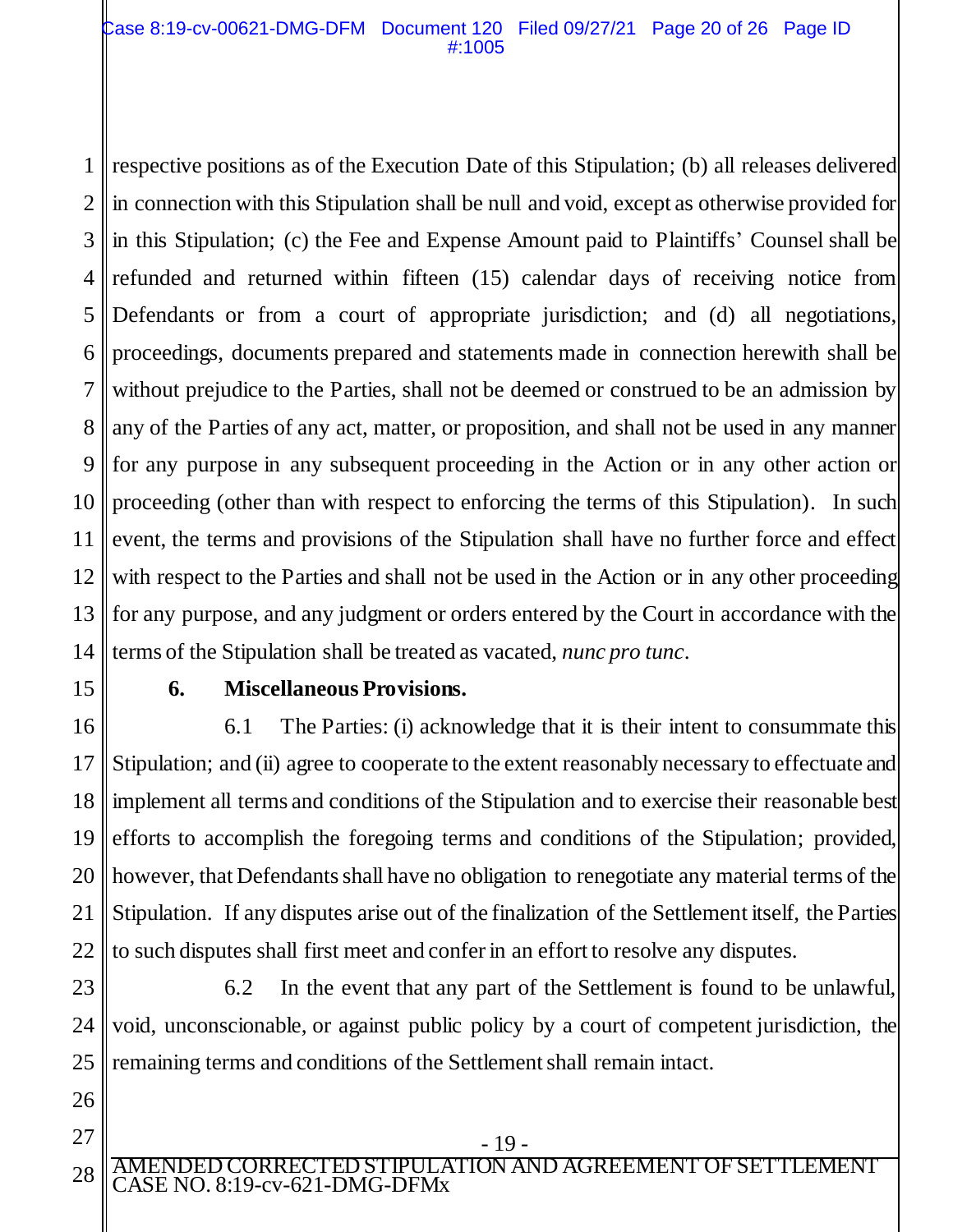respective positions as of the Execution Date of this Stipulation; (b) all releases delivered in connection with this Stipulation shall be null and void, except as otherwise provided for in this Stipulation; (c) the Fee and Expense Amount paid to Plaintiffs' Counsel shall be refunded and returned within fifteen (15) calendar days of receiving notice from Defendants or from a court of appropriate jurisdiction; and (d) all negotiations, proceedings, documents prepared and statements made in connection herewith shall be without prejudice to the Parties, shall not be deemed or construed to be an admission by any of the Parties of any act, matter, or proposition, and shall not be used in any manner for any purpose in any subsequent proceeding in the Action or in any other action or proceeding (other than with respect to enforcing the terms of this Stipulation). In such event, the terms and provisions of the Stipulation shall have no further force and effect with respect to the Parties and shall not be used in the Action or in any other proceeding for any purpose, and any judgment or orders entered by the Court in accordance with the terms of the Stipulation shall be treated as vacated, *nunc pro tunc*.

**6. Miscellaneous Provisions.**

6.1 The Parties: (i) acknowledge that it is their intent to consummate this Stipulation; and (ii) agree to cooperate to the extent reasonably necessary to effectuate and implement all terms and conditions of the Stipulation and to exercise their reasonable best efforts to accomplish the foregoing terms and conditions of the Stipulation; provided, however, that Defendants shall have no obligation to renegotiate any material terms of the Stipulation. If any disputes arise out of the finalization of the Settlement itself, the Parties to such disputes shall first meet and confer in an effort to resolve any disputes.

6.2 In the event that any part of the Settlement is found to be unlawful, void, unconscionable, or against public policy by a court of competent jurisdiction, the remaining terms and conditions of the Settlement shall remain intact.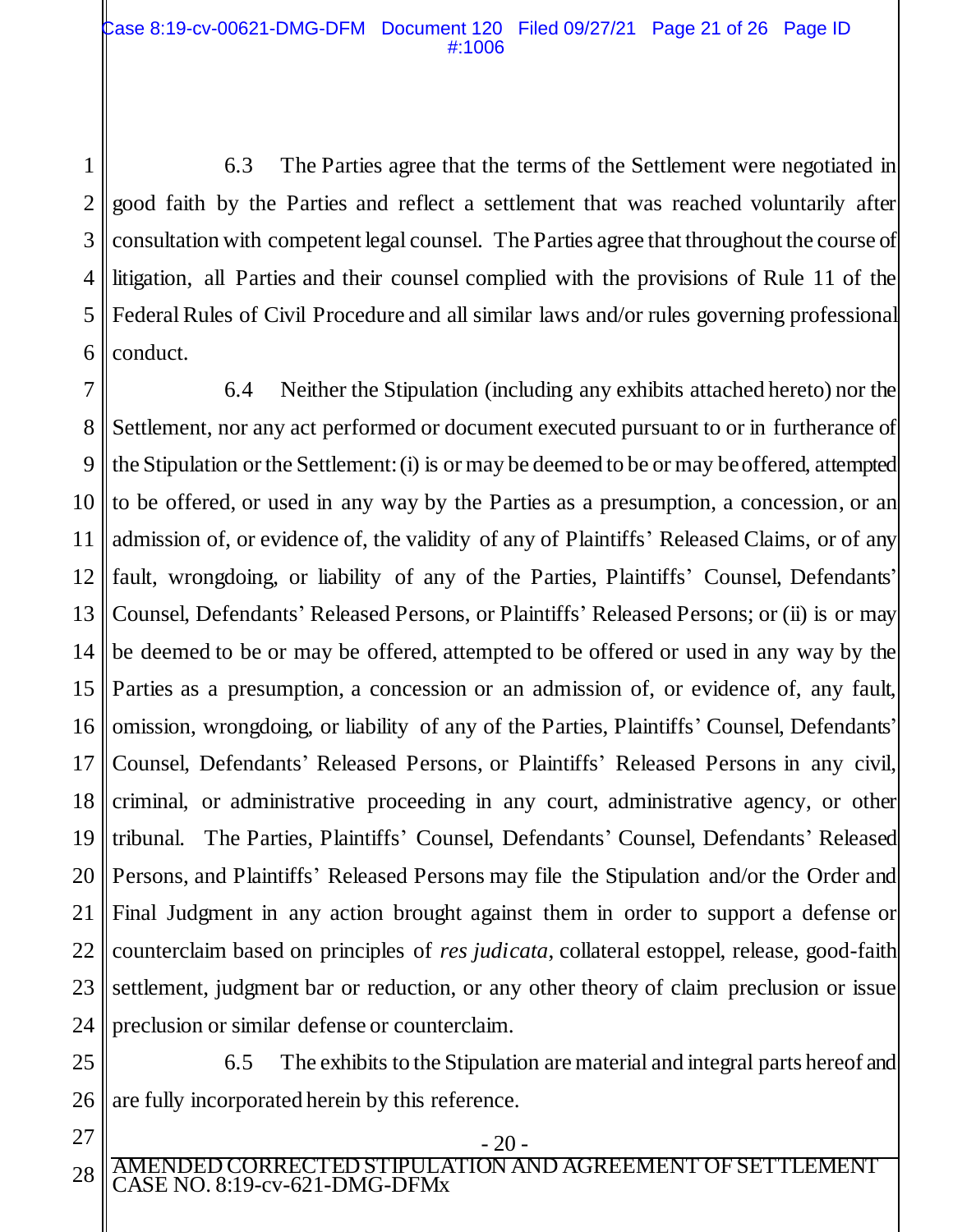6.3 The Parties agree that the terms of the Settlement were negotiated in good faith by the Parties and reflect a settlement that was reached voluntarily after consultation with competent legal counsel. The Parties agree that throughout the course of litigation, all Parties and their counsel complied with the provisions of Rule 11 of the Federal Rules of Civil Procedure and all similar laws and/or rules governing professional conduct.

6.4 Neither the Stipulation (including any exhibits attached hereto) nor the Settlement, nor any act performed or document executed pursuant to or in furtherance of the Stipulation or the Settlement: (i) is or may be deemed to be or may be offered, attempted to be offered, or used in any way by the Parties as a presumption, a concession, or an admission of, or evidence of, the validity of any of Plaintiffs' Released Claims, or of any fault, wrongdoing, or liability of any of the Parties, Plaintiffs' Counsel, Defendants' Counsel, Defendants' Released Persons, or Plaintiffs' Released Persons; or (ii) is or may be deemed to be or may be offered, attempted to be offered or used in any way by the Parties as a presumption, a concession or an admission of, or evidence of, any fault, omission, wrongdoing, or liability of any of the Parties, Plaintiffs' Counsel, Defendants' Counsel, Defendants' Released Persons, or Plaintiffs' Released Persons in any civil, criminal, or administrative proceeding in any court, administrative agency, or other tribunal. The Parties, Plaintiffs' Counsel, Defendants' Counsel, Defendants' Released Persons, and Plaintiffs' Released Persons may file the Stipulation and/or the Order and Final Judgment in any action brought against them in order to support a defense or counterclaim based on principles of *res judicata*, collateral estoppel, release, good-faith settlement, judgment bar or reduction, or any other theory of claim preclusion or issue preclusion or similar defense or counterclaim.

6.5 The exhibits to the Stipulation are material and integral parts hereof and are fully incorporated herein by this reference.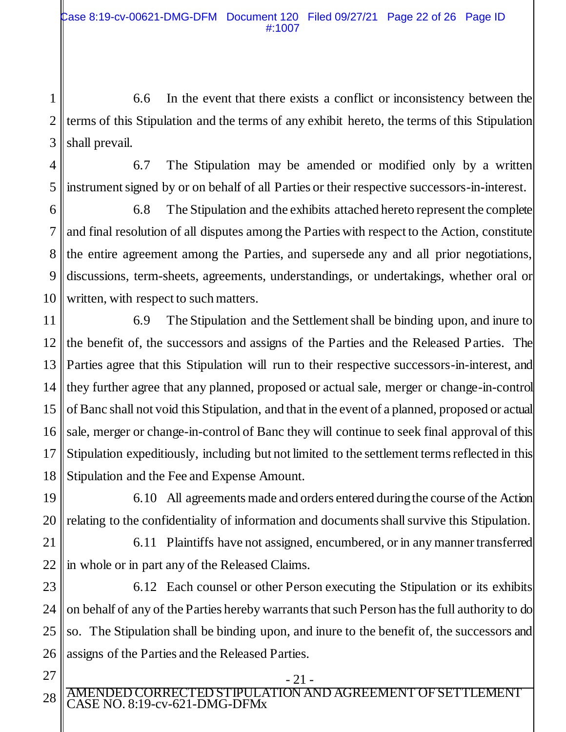6.6 In the event that there exists a conflict or inconsistency between the terms of this Stipulation and the terms of any exhibit hereto, the terms of this Stipulation shall prevail.

6.7 The Stipulation may be amended or modified only by a written instrument signed by or on behalf of all Parties or their respective successors-in-interest.

6.8 The Stipulation and the exhibits attached hereto represent the complete and final resolution of all disputes among the Parties with respect to the Action, constitute the entire agreement among the Parties, and supersede any and all prior negotiations, discussions, term-sheets, agreements, understandings, or undertakings, whether oral or written, with respect to such matters.

6.9 The Stipulation and the Settlement shall be binding upon, and inure to the benefit of, the successors and assigns of the Parties and the Released Parties. The Parties agree that this Stipulation will run to their respective successors-in-interest, and they further agree that any planned, proposed or actual sale, merger or change-in-control of Banc shall not void this Stipulation, and that in the event of a planned, proposed or actual sale, merger or change-in-control of Banc they will continue to seek final approval of this Stipulation expeditiously, including but not limited to the settlement terms reflected in this Stipulation and the Fee and Expense Amount.

6.10 All agreements made and orders entered during the course of the Action relating to the confidentiality of information and documents shall survive this Stipulation.

6.11 Plaintiffs have not assigned, encumbered, or in any manner transferred in whole or in part any of the Released Claims.

6.12 Each counsel or other Person executing the Stipulation or its exhibits on behalf of any of the Parties hereby warrants that such Person has the full authority to do so. The Stipulation shall be binding upon, and inure to the benefit of, the successors and assigns of the Parties and the Released Parties.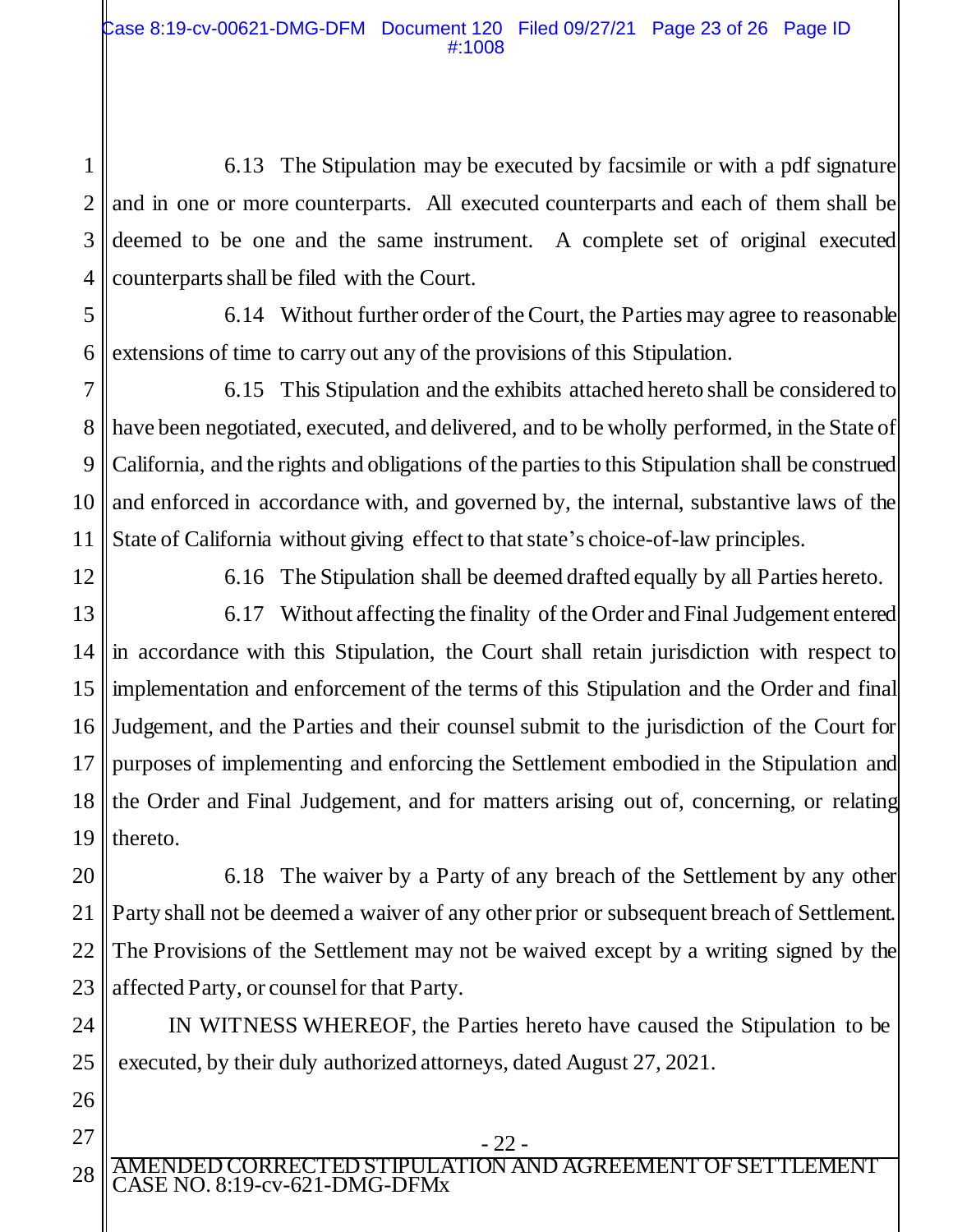6.13 The Stipulation may be executed by facsimile or with a pdf signature and in one or more counterparts. All executed counterparts and each of them shall be deemed to be one and the same instrument. A complete set of original executed counterparts shall be filed with the Court.

6.14 Without further order of the Court, the Parties may agree to reasonable extensions of time to carry out any of the provisions of this Stipulation.

6.15 This Stipulation and the exhibits attached hereto shall be considered to have been negotiated, executed, and delivered, and to be wholly performed, in the State of California, and the rights and obligations of the parties to this Stipulation shall be construed and enforced in accordance with, and governed by, the internal, substantive laws of the State of California without giving effect to that state's choice-of-law principles.

6.16 The Stipulation shall be deemed drafted equally by all Parties hereto.

6.17 Without affecting the finality of the Order and Final Judgement entered in accordance with this Stipulation, the Court shall retain jurisdiction with respect to implementation and enforcement of the terms of this Stipulation and the Order and final Judgement, and the Parties and their counsel submit to the jurisdiction of the Court for purposes of implementing and enforcing the Settlement embodied in the Stipulation and the Order and Final Judgement, and for matters arising out of, concerning, or relating thereto.

6.18 The waiver by a Party of any breach of the Settlement by any other Party shall not be deemed a waiver of any other prior or subsequent breach of Settlement. The Provisions of the Settlement may not be waived except by a writing signed by the affected Party, or counsel for that Party.

IN WITNESS WHEREOF, the Parties hereto have caused the Stipulation to be executed, by their duly authorized attorneys, dated August 27, 2021.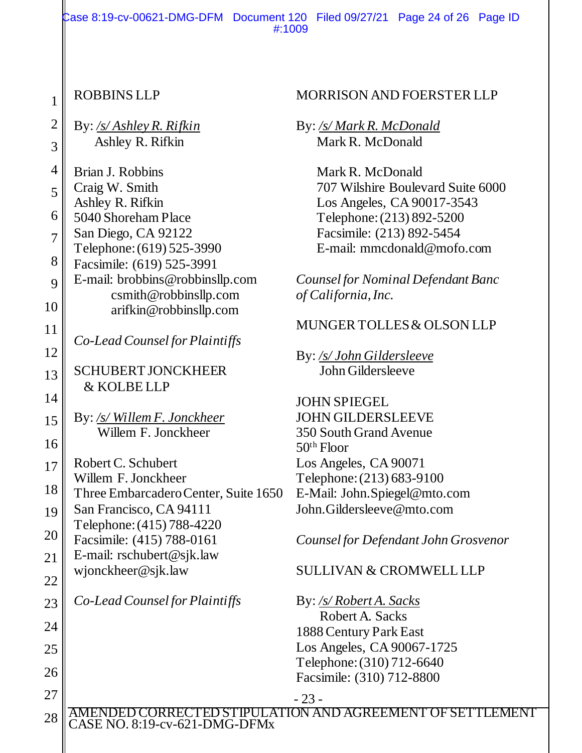ROBBINS LLP

By: */s/ Ashley R. Rifkin*
Ashley R. Rifkin

Brian J. Robbins
Craig W. Smith
Ashley R. Rifkin
5040 Shoreham Place
San Diego, CA 92122
Telephone: (619) 525-3990
Facsimile: (619) 525-3991
E-mail: brobbins@robbinsllp.com
csmith@robbinsllp.com
arifkin@robbinsllp.com

*Co-Lead Counsel for Plaintiffs*

SCHUBERT JONCKHEER & KOLBE LLP

By: */s/ Willem F. Jonckheer*
Willem F. Jonckheer

Robert C. Schubert
Willem F. Jonckheer
Three Embarcadero Center, Suite 1650
San Francisco, CA 94111
Telephone: (415) 788-4220
Facsimile: (415) 788-0161
E-mail: rschubert@sjk.law
wjonckheer@sjk.law

*Co-Lead Counsel for Plaintiffs*

MORRISON AND FOERSTER LLP

By: */s/ Mark R. McDonald*
Mark R. McDonald

Mark R. McDonald
707 Wilshire Boulevard Suite 6000
Los Angeles, CA 90017-3543
Telephone: (213) 892-5200
Facsimile: (213) 892-5454
E-mail: mmcdonald@mofo.com

*Counsel for Nominal Defendant Banc of California, Inc.*

MUNGER TOLLES & OLSON LLP

By: */s/ John Gildersleeve*
John Gildersleeve

JOHN SPIEGEL
JOHN GILDERSLEEVE
350 South Grand Avenue
50th Floor
Los Angeles, CA 90071
Telephone: (213) 683-9100
E-Mail: John.Spiegel@mto.com
John.Gildersleeve@mto.com

*Counsel for Defendant John Grosvenor*

SULLIVAN & CROMWELL LLP

By: */s/ Robert A. Sacks*
Robert A. Sacks
1888 Century Park East
Los Angeles, CA 90067-1725
Telephone: (310) 712-6640
Facsimile: (310) 712-8800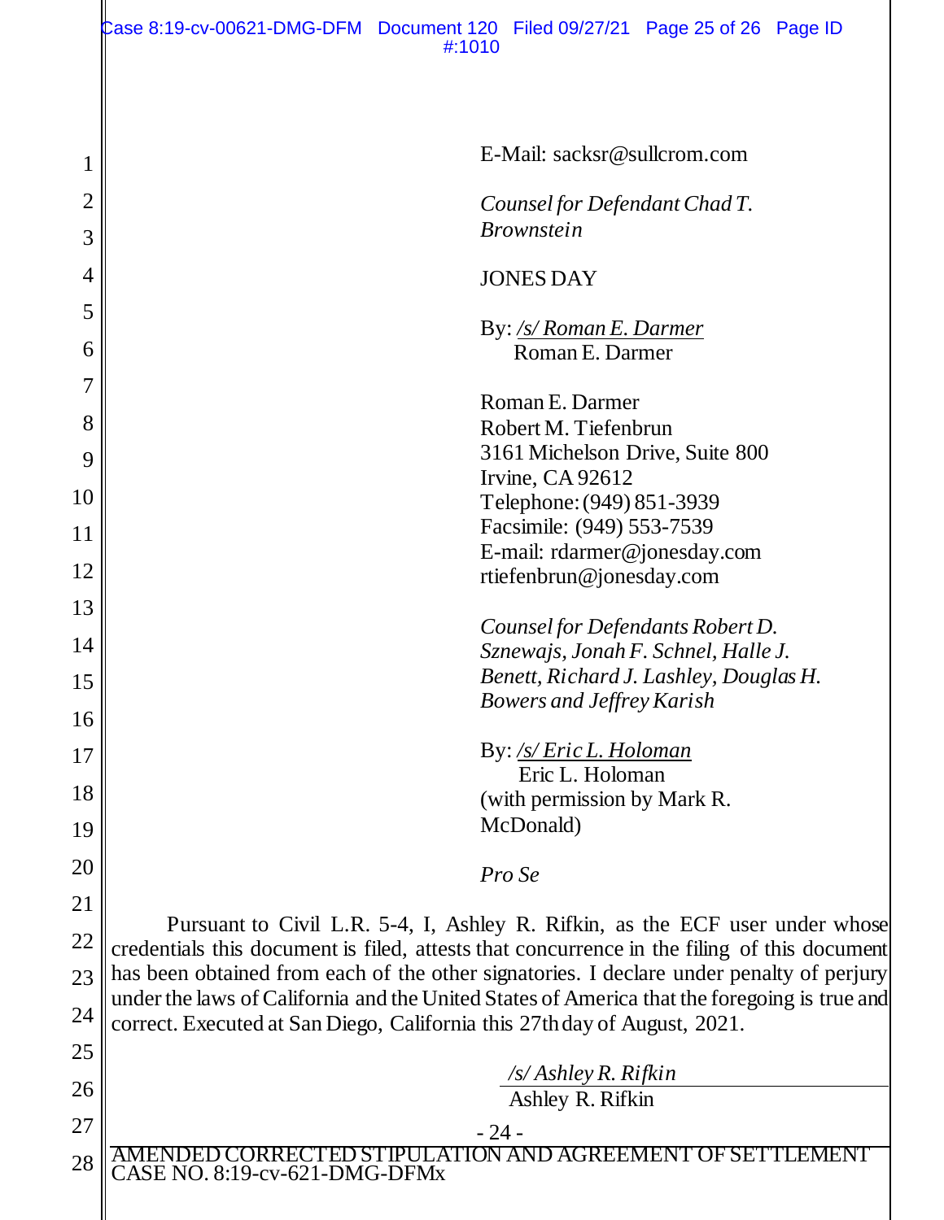E-Mail: sacksr@sullcrom.com

*Counsel for Defendant Chad T. Brownstein*

JONES DAY

By: /s/ Roman E. Darmer
Roman E. Darmer

Roman E. Darmer
Robert M. Tiefenbrun
3161 Michelson Drive, Suite 800
Irvine, CA 92612
Telephone: (949) 851-3939
Facsimile: (949) 553-7539
E-mail: rdarmer@jonesday.com
rtiefenbrun@jonesday.com

*Counsel for Defendants Robert D. Sznewajs, Jonah F. Schnel, Halle J. Benett, Richard J. Lashley, Douglas H. Bowers and Jeffrey Karish*

By: /s/ Eric L. Holoman
Eric L. Holoman
(with permission by Mark R. McDonald)

*Pro Se*

Pursuant to Civil L.R. 5-4, I, Ashley R. Rifkin, as the ECF user under whose credentials this document is filed, attests that concurrence in the filing of this document has been obtained from each of the other signatories. I declare under penalty of perjury under the laws of California and the United States of America that the foregoing is true and correct. Executed at San Diego, California this 27th day of August, 2021.

*/s/ Ashley R. Rifkin*
Ashley R. Rifkin

AMENDED CORRECTED STIPULATION AND AGREEMENT OF SETTLEMENT
CASE NO. 8:19-cv-621-DMG-DFMx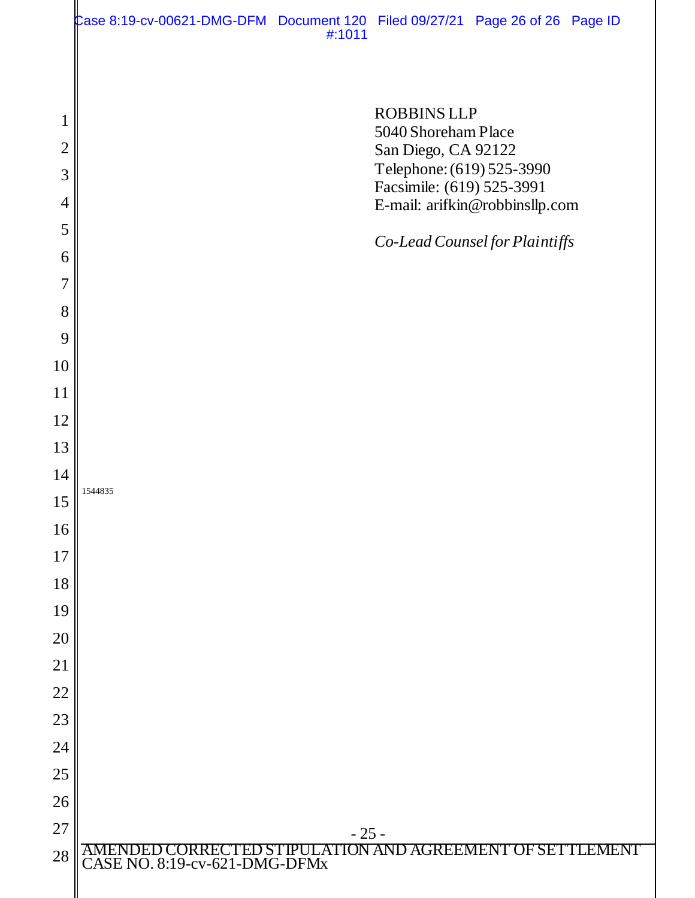ROBBINS LLP
5040 Shoreham Place
San Diego, CA 92122
Telephone: (619) 525-3990
Facsimile: (619) 525-3991
E-mail: arifkin@robbinsllp.com

*Co-Lead Counsel for Plaintiffs*

1544835